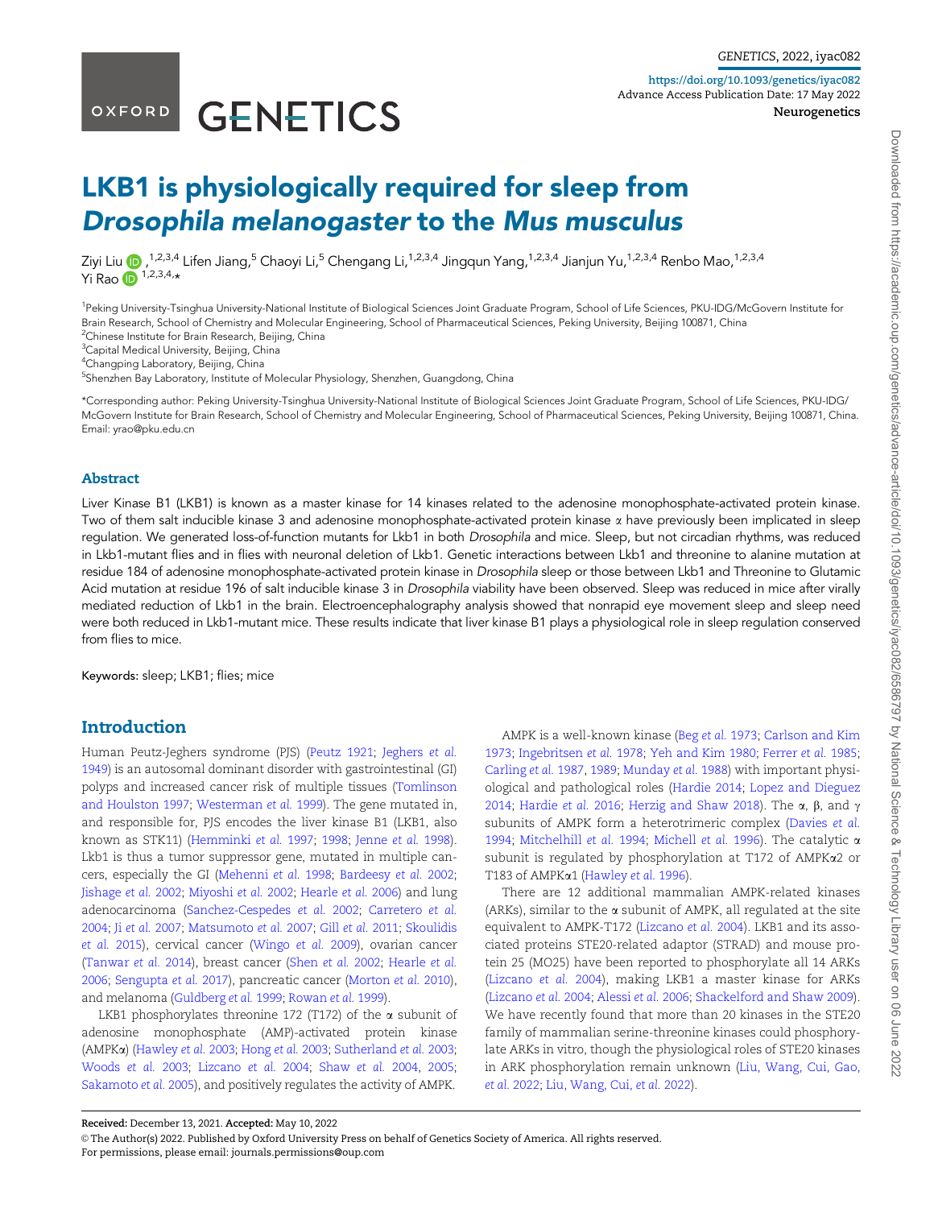# LKB1 is physiologically required for sleep from *Drosophila melanogaster* to the *Mus musculus*

Ziyi Liu [1,2,3,4], Lifen Jiang [5], Chaoyi Li [5], Chengang Li [1,2,3,4], Jingqun Yang [1,2,3,4], Jianjun Yu [1,2,3,4], Renbo Mao [1,2,3,4], Yi Rao [1,2,3,4,*]

[1] Peking University-Tsinghua University-National Institute of Biological Sciences Joint Graduate Program, School of Life Sciences, PKU-IDG/McGovern Institute for Brain Research, School of Chemistry and Molecular Engineering, School of Pharmaceutical Sciences, Peking University, Beijing 100871, China
[2] Chinese Institute for Brain Research, Beijing, China
[3] Capital Medical University, Beijing, China
[4] Changping Laboratory, Beijing, China
[5] Shenzhen Bay Laboratory, Institute of Molecular Physiology, Shenzhen, Guangdong, China

*Corresponding author: Peking University-Tsinghua University-National Institute of Biological Sciences Joint Graduate Program, School of Life Sciences, PKU-IDG/McGovern Institute for Brain Research, School of Chemistry and Molecular Engineering, School of Pharmaceutical Sciences, Peking University, Beijing 100871, China. Email: yrao@pku.edu.cn

## Abstract

Liver Kinase B1 (LKB1) is known as a master kinase for 14 kinases related to the adenosine monophosphate-activated protein kinase. Two of them salt inducible kinase 3 and adenosine monophosphate-activated protein kinase α have previously been implicated in sleep regulation. We generated loss-of-function mutants for Lkb1 in both *Drosophila* and mice. Sleep, but not circadian rhythms, was reduced in Lkb1-mutant flies and in flies with neuronal deletion of Lkb1. Genetic interactions between Lkb1 and threonine to alanine mutation at residue 184 of adenosine monophosphate-activated protein kinase in *Drosophila* sleep or those between Lkb1 and Threonine to Glutamic Acid mutation at residue 196 of salt inducible kinase 3 in *Drosophila* viability have been observed. Sleep was reduced in mice after virally mediated reduction of Lkb1 in the brain. Electroencephalography analysis showed that nonrapid eye movement sleep and sleep need were both reduced in Lkb1-mutant mice. These results indicate that liver kinase B1 plays a physiological role in sleep regulation conserved from flies to mice.

Keywords: sleep; LKB1; flies; mice

## Introduction

Human Peutz-Jeghers syndrome (PJS) (Peutz 1921; Jeghers *et al.* 1949) is an autosomal dominant disorder with gastrointestinal (GI) polyps and increased cancer risk of multiple tissues (Tomlinson and Houlston 1997; Westerman *et al.* 1999). The gene mutated in, and responsible for, PJS encodes the liver kinase B1 (LKB1, also known as STK11) (Hemminki *et al.* 1997; 1998; Jenne *et al.* 1998). Lkb1 is thus a tumor suppressor gene, mutated in multiple cancers, especially the GI (Mehenni *et al.* 1998; Bardeesy *et al.* 2002; Jishage *et al.* 2002; Miyoshi *et al.* 2002; Hearle *et al.* 2006) and lung adenocarcinoma (Sanchez-Cespedes *et al.* 2002; Carretero *et al.* 2004; Ji *et al.* 2007; Matsumoto *et al.* 2007; Gill *et al.* 2011; Skoulidis *et al.* 2015), cervical cancer (Wingo *et al.* 2009), ovarian cancer (Tanwar *et al.* 2014), breast cancer (Shen *et al.* 2002; Hearle *et al.* 2006; Sengupta *et al.* 2017), pancreatic cancer (Morton *et al.* 2010), and melanoma (Guldberg *et al.* 1999; Rowan *et al.* 1999).

LKB1 phosphorylates threonine 172 (T172) of the α subunit of adenosine monophosphate (AMP)-activated protein kinase (AMPKα) (Hawley *et al.* 2003; Hong *et al.* 2003; Sutherland *et al.* 2003; Woods *et al.* 2003; Lizcano *et al.* 2004; Shaw *et al.* 2004, 2005; Sakamoto *et al.* 2005), and positively regulates the activity of AMPK.

AMPK is a well-known kinase (Beg *et al.* 1973; Carlson and Kim 1973; Ingebritsen *et al.* 1978; Yeh and Kim 1980; Ferrer *et al.* 1985; Carling *et al.* 1987, 1989; Munday *et al.* 1988) with important physiological and pathological roles (Hardie 2014; Lopez and Dieguez 2014; Hardie *et al.* 2016; Herzig and Shaw 2018). The α, β, and γ subunits of AMPK form a heterotrimeric complex (Davies *et al.* 1994; Mitchelhill *et al.* 1994; Michell *et al.* 1996). The catalytic α subunit is regulated by phosphorylation at T172 of AMPKα2 or T183 of AMPKα1 (Hawley *et al.* 1996).

There are 12 additional mammalian AMPK-related kinases (ARKs), similar to the α subunit of AMPK, all regulated at the site equivalent to AMPK-T172 (Lizcano *et al.* 2004). LKB1 and its associated proteins STE20-related adaptor (STRAD) and mouse protein 25 (MO25) have been reported to phosphorylate all 14 ARKs (Lizcano *et al.* 2004; Alessi *et al.* 2006; Shackelford and Shaw 2009). We have recently found that more than 20 kinases in the STE20 family of mammalian serine-threonine kinases could phosphorylate ARKs in vitro, though the physiological roles of STE20 kinases in ARK phosphorylation remain unknown (Liu, Wang, Cui, Gao, *et al.* 2022; Liu, Wang, Cui, *et al.* 2022).

**Received:** December 13, 2021. **Accepted:** May 10, 2022
© The Author(s) 2022. Published by Oxford University Press on behalf of Genetics Society of America. All rights reserved.
For permissions, please email: journals.permissions@oup.com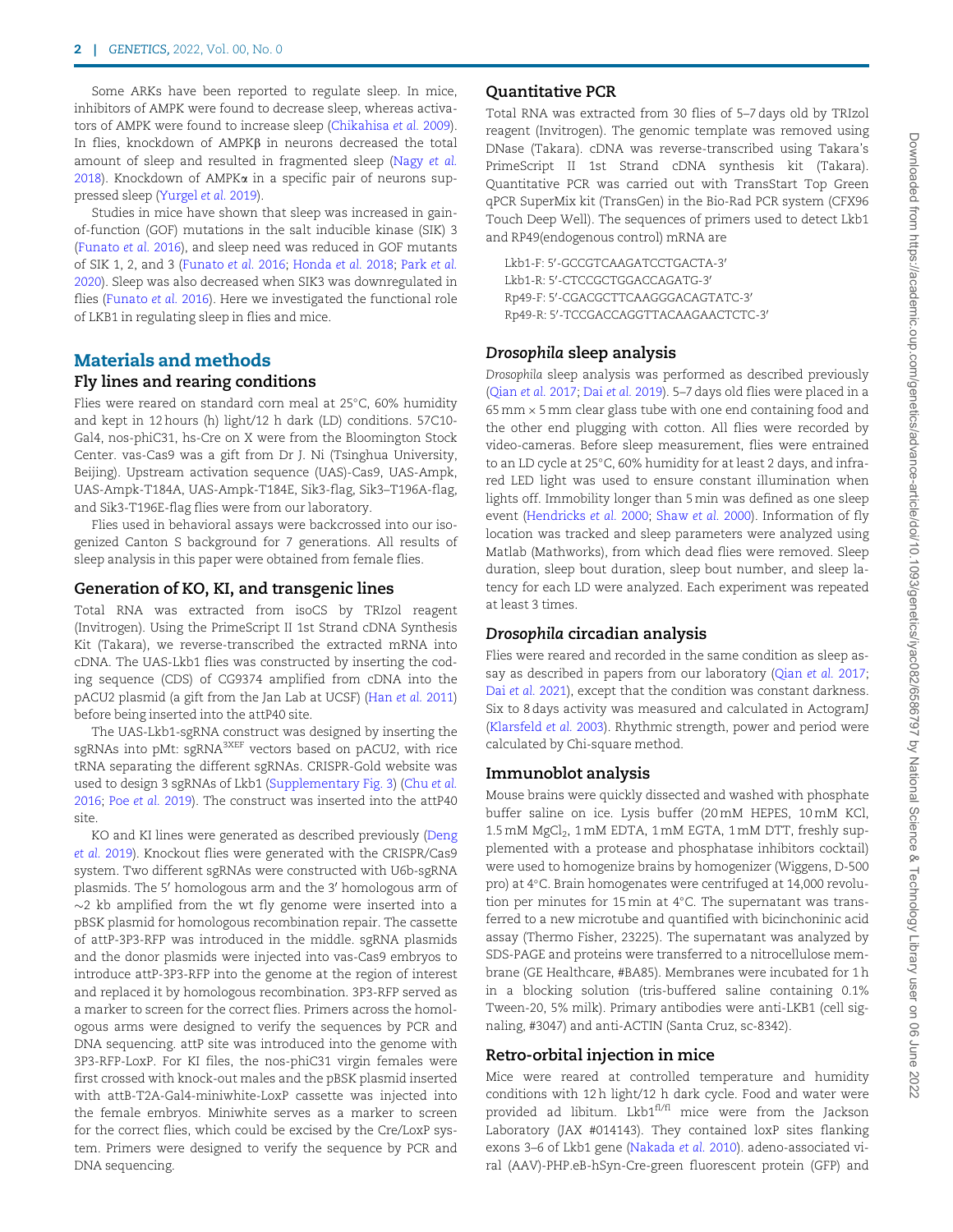Some ARKs have been reported to regulate sleep. In mice, inhibitors of AMPK were found to decrease sleep, whereas activators of AMPK were found to increase sleep (Chikahisa *et al.* 2009). In flies, knockdown of AMPKβ in neurons decreased the total amount of sleep and resulted in fragmented sleep (Nagy *et al.* 2018). Knockdown of AMPKα in a specific pair of neurons suppressed sleep (Yurgel *et al.* 2019).

Studies in mice have shown that sleep was increased in gain-of-function (GOF) mutations in the salt inducible kinase (SIK) 3 (Funato *et al.* 2016), and sleep need was reduced in GOF mutants of SIK 1, 2, and 3 (Funato *et al.* 2016; Honda *et al.* 2018; Park *et al.* 2020). Sleep was also decreased when SIK3 was downregulated in flies (Funato *et al.* 2016). Here we investigated the functional role of LKB1 in regulating sleep in flies and mice.

## Materials and methods

### Fly lines and rearing conditions

Flies were reared on standard corn meal at 25°C, 60% humidity and kept in 12 hours (h) light/12 h dark (LD) conditions. 57C10-Gal4, nos-phiC31, hs-Cre on X were from the Bloomington Stock Center. vas-Cas9 was a gift from Dr J. Ni (Tsinghua University, Beijing). Upstream activation sequence (UAS)-Cas9, UAS-Ampk, UAS-Ampk-T184A, UAS-Ampk-T184E, Sik3-flag, Sik3–T196A-flag, and Sik3-T196E-flag flies were from our laboratory.

Flies used in behavioral assays were backcrossed into our isogenized Canton S background for 7 generations. All results of sleep analysis in this paper were obtained from female flies.

### Generation of KO, KI, and transgenic lines

Total RNA was extracted from isoCS by TRIzol reagent (Invitrogen). Using the PrimeScript II 1st Strand cDNA Synthesis Kit (Takara), we reverse-transcribed the extracted mRNA into cDNA. The UAS-Lkb1 flies was constructed by inserting the coding sequence (CDS) of CG9374 amplified from cDNA into the pACU2 plasmid (a gift from the Jan Lab at UCSF) (Han *et al.* 2011) before being inserted into the attP40 site.

The UAS-Lkb1-sgRNA construct was designed by inserting the sgRNAs into pMt: sgRNA$^{3XEF}$ vectors based on pACU2, with rice tRNA separating the different sgRNAs. CRISPR-Gold website was used to design 3 sgRNAs of Lkb1 (Supplementary Fig. 3) (Chu *et al.* 2016; Poe *et al.* 2019). The construct was inserted into the attP40 site.

KO and KI lines were generated as described previously (Deng *et al.* 2019). Knockout flies were generated with the CRISPR/Cas9 system. Two different sgRNAs were constructed with U6b-sgRNA plasmids. The 5′ homologous arm and the 3′ homologous arm of ∼2 kb amplified from the wt fly genome were inserted into a pBSK plasmid for homologous recombination repair. The cassette of attP-3P3-RFP was introduced in the middle. sgRNA plasmids and the donor plasmids were injected into vas-Cas9 embryos to introduce attP-3P3-RFP into the genome at the region of interest and replaced it by homologous recombination. 3P3-RFP served as a marker to screen for the correct flies. Primers across the homologous arms were designed to verify the sequences by PCR and DNA sequencing. attP site was introduced into the genome with 3P3-RFP-LoxP. For KI files, the nos-phiC31 virgin females were first crossed with knock-out males and the pBSK plasmid inserted with attB-T2A-Gal4-miniwhite-LoxP cassette was injected into the female embryos. Miniwhite serves as a marker to screen for the correct flies, which could be excised by the Cre/LoxP system. Primers were designed to verify the sequence by PCR and DNA sequencing.

### Quantitative PCR

Total RNA was extracted from 30 flies of 5–7 days old by TRIzol reagent (Invitrogen). The genomic template was removed using DNase (Takara). cDNA was reverse-transcribed using Takara's PrimeScript II 1st Strand cDNA synthesis kit (Takara). Quantitative PCR was carried out with TransStart Top Green qPCR SuperMix kit (TransGen) in the Bio-Rad PCR system (CFX96 Touch Deep Well). The sequences of primers used to detect Lkb1 and RP49(endogenous control) mRNA are

Lkb1-F: 5′-GCCGTCAAGATCCTGACTA-3′
Lkb1-R: 5′-CTCCGCTGGACCAGATG-3′
Rp49-F: 5′-CGACGCTTCAAGGGACAGTATC-3′
Rp49-R: 5′-TCCGACCAGGTTACAAGAACTCTC-3′

### *Drosophila* sleep analysis

*Drosophila* sleep analysis was performed as described previously (Qian *et al.* 2017; Dai *et al.* 2019). 5–7 days old flies were placed in a 65 mm × 5 mm clear glass tube with one end containing food and the other end plugging with cotton. All flies were recorded by video-cameras. Before sleep measurement, flies were entrained to an LD cycle at 25°C, 60% humidity for at least 2 days, and infrared LED light was used to ensure constant illumination when lights off. Immobility longer than 5 min was defined as one sleep event (Hendricks *et al.* 2000; Shaw *et al.* 2000). Information of fly location was tracked and sleep parameters were analyzed using Matlab (Mathworks), from which dead flies were removed. Sleep duration, sleep bout duration, sleep bout number, and sleep latency for each LD were analyzed. Each experiment was repeated at least 3 times.

### *Drosophila* circadian analysis

Flies were reared and recorded in the same condition as sleep assay as described in papers from our laboratory (Qian *et al.* 2017; Dai *et al.* 2021), except that the condition was constant darkness. Six to 8 days activity was measured and calculated in ActogramJ (Klarsfeld *et al.* 2003). Rhythmic strength, power and period were calculated by Chi-square method.

### Immunoblot analysis

Mouse brains were quickly dissected and washed with phosphate buffer saline on ice. Lysis buffer (20 mM HEPES, 10 mM KCl, 1.5 mM $MgCl_2$, 1 mM EDTA, 1 mM EGTA, 1 mM DTT, freshly supplemented with a protease and phosphatase inhibitors cocktail) were used to homogenize brains by homogenizer (Wiggens, D-500 pro) at 4°C. Brain homogenates were centrifuged at 14,000 revolution per minutes for 15 min at 4°C. The supernatant was transferred to a new microtube and quantified with bicinchoninic acid assay (Thermo Fisher, 23225). The supernatant was analyzed by SDS-PAGE and proteins were transferred to a nitrocellulose membrane (GE Healthcare, #BA85). Membranes were incubated for 1 h in a blocking solution (tris-buffered saline containing 0.1% Tween-20, 5% milk). Primary antibodies were anti-LKB1 (cell signaling, #3047) and anti-ACTIN (Santa Cruz, sc-8342).

### Retro-orbital injection in mice

Mice were reared at controlled temperature and humidity conditions with 12 h light/12 h dark cycle. Food and water were provided ad libitum. Lkb1$^{fl/fl}$ mice were from the Jackson Laboratory (JAX #014143). They contained loxP sites flanking exons 3–6 of Lkb1 gene (Nakada *et al.* 2010). adeno-associated viral (AAV)-PHP.eB-hSyn-Cre-green fluorescent protein (GFP) and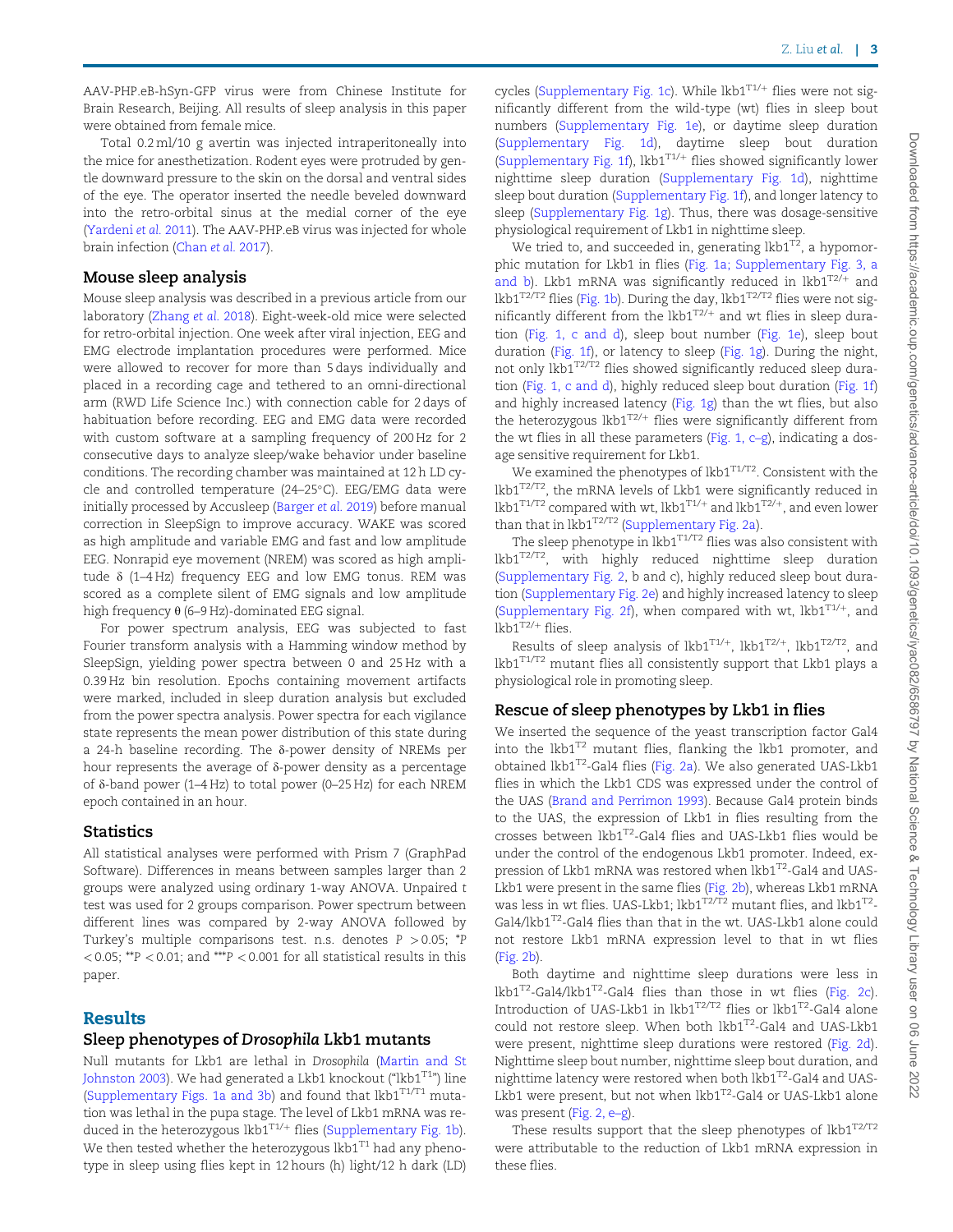AAV-PHP.eB-hSyn-GFP virus were from Chinese Institute for Brain Research, Beijing. All results of sleep analysis in this paper were obtained from female mice.

Total 0.2 ml/10 g avertin was injected intraperitoneally into the mice for anesthetization. Rodent eyes were protruded by gentle downward pressure to the skin on the dorsal and ventral sides of the eye. The operator inserted the needle beveled downward into the retro-orbital sinus at the medial corner of the eye (Yardeni *et al.* 2011). The AAV-PHP.eB virus was injected for whole brain infection (Chan *et al.* 2017).

## Mouse sleep analysis

Mouse sleep analysis was described in a previous article from our laboratory (Zhang *et al.* 2018). Eight-week-old mice were selected for retro-orbital injection. One week after viral injection, EEG and EMG electrode implantation procedures were performed. Mice were allowed to recover for more than 5 days individually and placed in a recording cage and tethered to an omni-directional arm (RWD Life Science Inc.) with connection cable for 2 days of habituation before recording. EEG and EMG data were recorded with custom software at a sampling frequency of 200 Hz for 2 consecutive days to analyze sleep/wake behavior under baseline conditions. The recording chamber was maintained at 12 h LD cycle and controlled temperature (24–25°C). EEG/EMG data were initially processed by Accusleep (Barger *et al.* 2019) before manual correction in SleepSign to improve accuracy. WAKE was scored as high amplitude and variable EMG and fast and low amplitude EEG. Nonrapid eye movement (NREM) was scored as high amplitude δ (1–4 Hz) frequency EEG and low EMG tonus. REM was scored as a complete silent of EMG signals and low amplitude high frequency θ (6–9 Hz)-dominated EEG signal.

For power spectrum analysis, EEG was subjected to fast Fourier transform analysis with a Hamming window method by SleepSign, yielding power spectra between 0 and 25 Hz with a 0.39 Hz bin resolution. Epochs containing movement artifacts were marked, included in sleep duration analysis but excluded from the power spectra analysis. Power spectra for each vigilance state represents the mean power distribution of this state during a 24-h baseline recording. The δ-power density of NREMs per hour represents the average of δ-power density as a percentage of δ-band power (1–4 Hz) to total power (0–25 Hz) for each NREM epoch contained in an hour.

## Statistics

All statistical analyses were performed with Prism 7 (GraphPad Software). Differences in means between samples larger than 2 groups were analyzed using ordinary 1-way ANOVA. Unpaired *t* test was used for 2 groups comparison. Power spectrum between different lines was compared by 2-way ANOVA followed by Turkey's multiple comparisons test. n.s. denotes $P > 0.05$; \*$P < 0.05$; \*\*$P < 0.01$; and \*\*\*$P < 0.001$ for all statistical results in this paper.

# Results

## Sleep phenotypes of *Drosophila* Lkb1 mutants

Null mutants for Lkb1 are lethal in *Drosophila* (Martin and St Johnston 2003). We had generated a Lkb1 knockout ("$lkb1^{T1}$") line (Supplementary Figs. 1a and 3b) and found that $lkb1^{T1/T1}$ mutation was lethal in the pupa stage. The level of Lkb1 mRNA was reduced in the heterozygous $lkb1^{T1/+}$ flies (Supplementary Fig. 1b). We then tested whether the heterozygous $lkb1^{T1}$ had any phenotype in sleep using flies kept in 12 hours (h) light/12 h dark (LD) cycles (Supplementary Fig. 1c). While $lkb1^{T1/+}$ flies were not significantly different from the wild-type (wt) flies in sleep bout numbers (Supplementary Fig. 1e), or daytime sleep duration (Supplementary Fig. 1d), daytime sleep bout duration (Supplementary Fig. 1f), $lkb1^{T1/+}$ flies showed significantly lower nighttime sleep duration (Supplementary Fig. 1d), nighttime sleep bout duration (Supplementary Fig. 1f), and longer latency to sleep (Supplementary Fig. 1g). Thus, there was dosage-sensitive physiological requirement of Lkb1 in nighttime sleep.

We tried to, and succeeded in, generating $lkb1^{T2}$, a hypomorphic mutation for Lkb1 in flies (Fig. 1a; Supplementary Fig. 3, a and b). Lkb1 mRNA was significantly reduced in $lkb1^{T2/+}$ and $lkb1^{T2/T2}$ flies (Fig. 1b). During the day, $lkb1^{T2/T2}$ flies were not significantly different from the $lkb1^{T2/+}$ and wt flies in sleep duration (Fig. 1, c and d), sleep bout number (Fig. 1e), sleep bout duration (Fig. 1f), or latency to sleep (Fig. 1g). During the night, not only $lkb1^{T2/T2}$ flies showed significantly reduced sleep duration (Fig. 1, c and d), highly reduced sleep bout duration (Fig. 1f) and highly increased latency (Fig. 1g) than the wt flies, but also the heterozygous $lkb1^{T2/+}$ flies were significantly different from the wt flies in all these parameters (Fig. 1, c–g), indicating a dosage sensitive requirement for Lkb1.

We examined the phenotypes of $lkb1^{T1/T2}$. Consistent with the $lkb1^{T2/T2}$, the mRNA levels of Lkb1 were significantly reduced in $lkb1^{T1/T2}$ compared with wt, $lkb1^{T1/+}$ and $lkb1^{T2/+}$, and even lower than that in $lkb1^{T2/T2}$ (Supplementary Fig. 2a).

The sleep phenotype in $lkb1^{T1/T2}$ flies was also consistent with $lkb1^{T2/T2}$, with highly reduced nighttime sleep duration (Supplementary Fig. 2, b and c), highly reduced sleep bout duration (Supplementary Fig. 2e) and highly increased latency to sleep (Supplementary Fig. 2f), when compared with wt, $lkb1^{T1/+}$, and $lkb1^{T2/+}$ flies.

Results of sleep analysis of $lkb1^{T1/+}$, $lkb1^{T2/+}$, $lkb1^{T2/T2}$, and $lkb1^{T1/T2}$ mutant flies all consistently support that Lkb1 plays a physiological role in promoting sleep.

## Rescue of sleep phenotypes by Lkb1 in flies

We inserted the sequence of the yeast transcription factor Gal4 into the $lkb1^{T2}$ mutant flies, flanking the lkb1 promoter, and obtained $lkb1^{T2}$-Gal4 flies (Fig. 2a). We also generated UAS-Lkb1 flies in which the Lkb1 CDS was expressed under the control of the UAS (Brand and Perrimon 1993). Because Gal4 protein binds to the UAS, the expression of Lkb1 in flies resulting from the crosses between $lkb1^{T2}$-Gal4 flies and UAS-Lkb1 flies would be under the control of the endogenous Lkb1 promoter. Indeed, expression of Lkb1 mRNA was restored when $lkb1^{T2}$-Gal4 and UAS-Lkb1 were present in the same flies (Fig. 2b), whereas Lkb1 mRNA was less in wt flies. UAS-Lkb1; $lkb1^{T2/T2}$ mutant flies, and $lkb1^{T2}$-Gal4/$lkb1^{T2}$-Gal4 flies than that in the wt. UAS-Lkb1 alone could not restore Lkb1 mRNA expression level to that in wt flies (Fig. 2b).

Both daytime and nighttime sleep durations were less in $lkb1^{T2}$-Gal4/$lkb1^{T2}$-Gal4 flies than those in wt flies (Fig. 2c). Introduction of UAS-Lkb1 in $lkb1^{T2/T2}$ flies or $lkb1^{T2}$-Gal4 alone could not restore sleep. When both $lkb1^{T2}$-Gal4 and UAS-Lkb1 were present, nighttime sleep durations were restored (Fig. 2d). Nighttime sleep bout number, nighttime sleep bout duration, and nighttime latency were restored when both $lkb1^{T2}$-Gal4 and UAS-Lkb1 were present, but not when $lkb1^{T2}$-Gal4 or UAS-Lkb1 alone was present (Fig. 2, e–g).

These results support that the sleep phenotypes of $lkb1^{T2/T2}$ were attributable to the reduction of Lkb1 mRNA expression in these flies.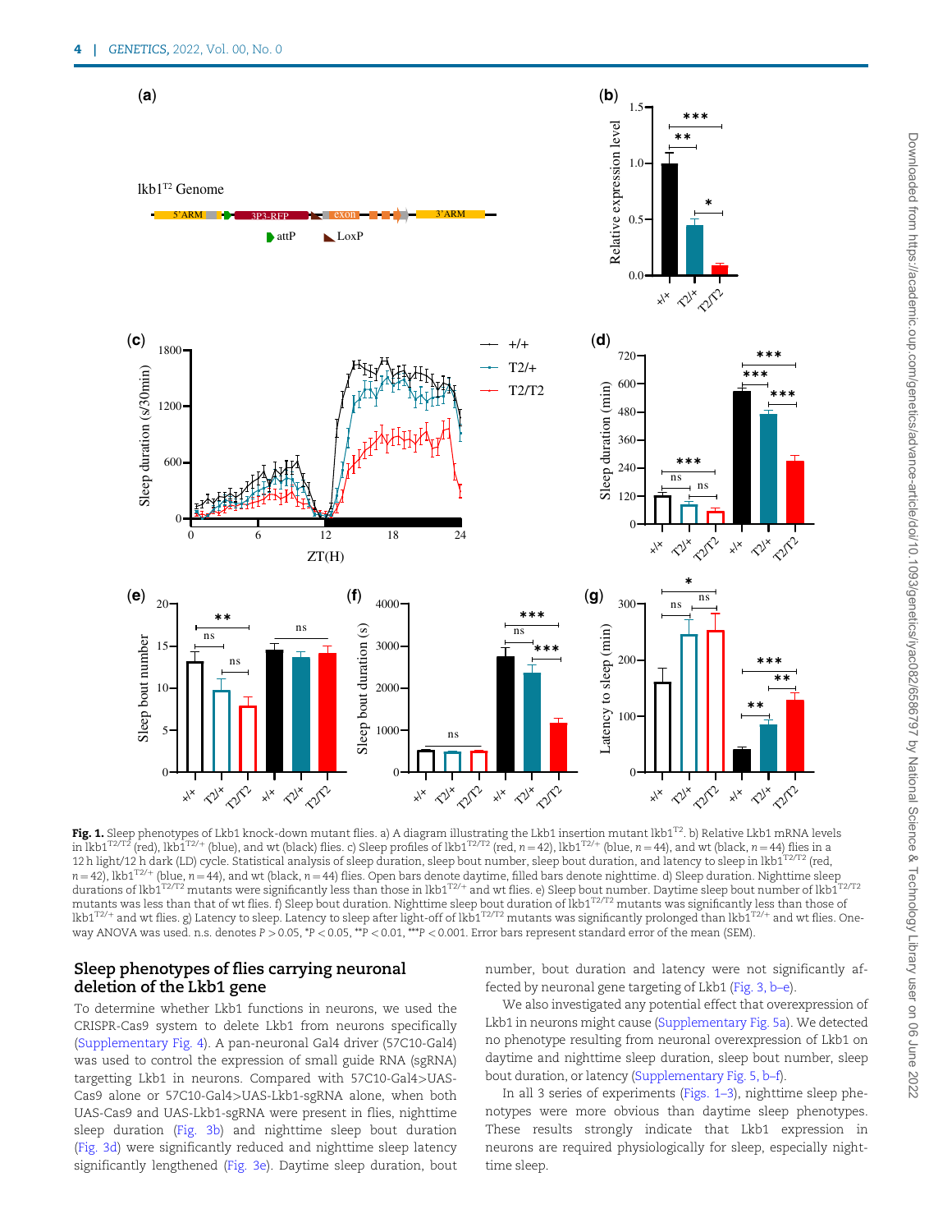**Fig. 1.** Sleep phenotypes of Lkb1 knock-down mutant flies. a) A diagram illustrating the Lkb1 insertion mutant lkb1$^{T2}$. b) Relative Lkb1 mRNA levels in lkb1$^{T2/T2}$ (red), lkb1$^{T2/+}$ (blue), and wt (black) flies. c) Sleep profiles of lkb1$^{T2/T2}$ (red, $n = 42$), lkb1$^{T2/+}$ (blue, $n = 44$), and wt (black, $n = 44$) flies in a 12 h light/12 h dark (LD) cycle. Statistical analysis of sleep duration, sleep bout number, sleep bout duration, and latency to sleep in lkb1$^{T2/T2}$ (red, $n = 42$), lkb1$^{T2/+}$ (blue, $n = 44$), and wt (black, $n = 44$) flies. Open bars denote daytime, filled bars denote nighttime. d) Sleep duration. Nighttime sleep durations of lkb1$^{T2/T2}$ mutants were significantly less than those in lkb1$^{T2/+}$ and wt flies. e) Sleep bout number. Daytime sleep bout number of lkb1$^{T2/T2}$ mutants was less than that of wt flies. f) Sleep bout duration. Nighttime sleep bout duration of lkb1$^{T2/T2}$ mutants was significantly less than those of lkb1$^{T2/+}$ and wt flies. g) Latency to sleep. Latency to sleep after light-off of lkb1$^{T2/T2}$ mutants was significantly prolonged than lkb1$^{T2/+}$ and wt flies. One-way ANOVA was used. n.s. denotes $P > 0.05$, *$P < 0.05$, **$P < 0.01$, ***$P < 0.001$. Error bars represent standard error of the mean (SEM).

## Sleep phenotypes of flies carrying neuronal deletion of the Lkb1 gene

To determine whether Lkb1 functions in neurons, we used the CRISPR-Cas9 system to delete Lkb1 from neurons specifically (Supplementary Fig. 4). A pan-neuronal Gal4 driver (57C10-Gal4) was used to control the expression of small guide RNA (sgRNA) targetting Lkb1 in neurons. Compared with 57C10-Gal4>UAS-Cas9 alone or 57C10-Gal4>UAS-Lkb1-sgRNA alone, when both UAS-Cas9 and UAS-Lkb1-sgRNA were present in flies, nighttime sleep duration (Fig. 3b) and nighttime sleep bout duration (Fig. 3d) were significantly reduced and nighttime sleep latency significantly lengthened (Fig. 3e). Daytime sleep duration, bout number, bout duration and latency were not significantly affected by neuronal gene targeting of Lkb1 (Fig. 3, b–e).

We also investigated any potential effect that overexpression of Lkb1 in neurons might cause (Supplementary Fig. 5a). We detected no phenotype resulting from neuronal overexpression of Lkb1 on daytime and nighttime sleep duration, sleep bout number, sleep bout duration, or latency (Supplementary Fig. 5, b–f).

In all 3 series of experiments (Figs. 1–3), nighttime sleep phenotypes were more obvious than daytime sleep phenotypes. These results strongly indicate that Lkb1 expression in neurons are required physiologically for sleep, especially nighttime sleep.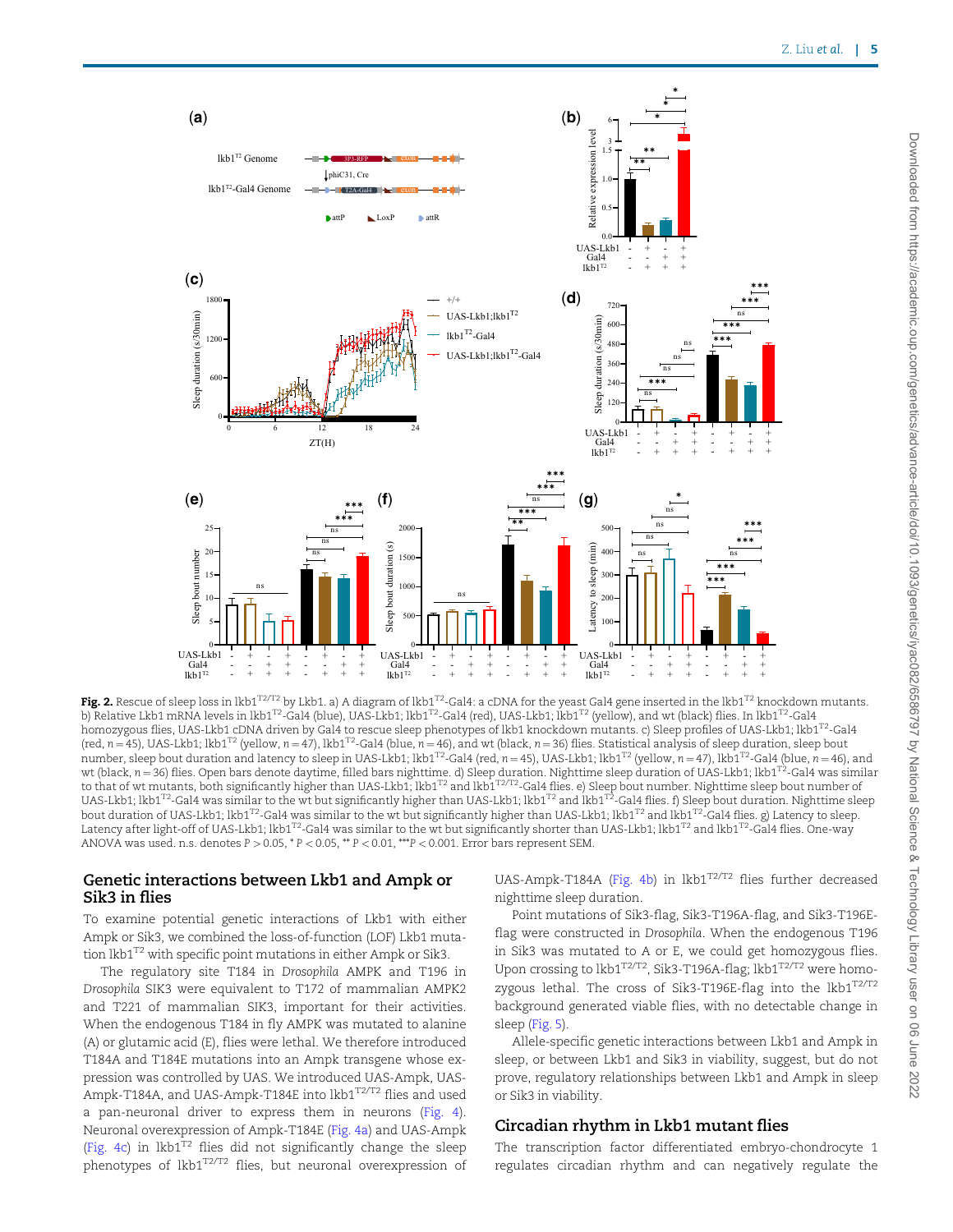**Fig. 2.** Rescue of sleep loss in lkb1$^{T2/T2}$ by Lkb1. a) A diagram of lkb1$^{T2}$-Gal4: a cDNA for the yeast Gal4 gene inserted in the lkb1$^{T2}$ knockdown mutants. b) Relative Lkb1 mRNA levels in lkb1$^{T2}$-Gal4 (blue), UAS-Lkb1; lkb1$^{T2}$-Gal4 (red), UAS-Lkb1; lkb1$^{T2}$ (yellow), and wt (black) flies. In lkb1$^{T2}$-Gal4 homozygous flies, UAS-Lkb1 cDNA driven by Gal4 to rescue sleep phenotypes of lkb1 knockdown mutants. c) Sleep profiles of UAS-Lkb1; lkb1$^{T2}$-Gal4 (red, $n = 45$), UAS-Lkb1; lkb1$^{T2}$ (yellow, $n = 47$), lkb1$^{T2}$-Gal4 (blue, $n = 46$), and wt (black, $n = 36$) flies. Statistical analysis of sleep duration, sleep bout number, sleep bout duration and latency to sleep in UAS-Lkb1; lkb1$^{T2}$-Gal4 (red, $n = 45$), UAS-Lkb1; lkb1$^{T2}$ (yellow, $n = 47$), lkb1$^{T2}$-Gal4 (blue, $n = 46$), and wt (black, $n = 36$) flies. Open bars denote daytime, filled bars nighttime. d) Sleep duration. Nighttime sleep duration of UAS-Lkb1; lkb1$^{T2}$-Gal4 was similar to that of wt mutants, both significantly higher than UAS-Lkb1; lkb1$^{T2}$ and lkb1$^{T2/T2}$-Gal4 flies. e) Sleep bout number. Nighttime sleep bout number of UAS-Lkb1; lkb1$^{T2}$-Gal4 was similar to the wt but significantly higher than UAS-Lkb1; lkb1$^{T2}$ and lkb1$^{T2}$-Gal4 flies. f) Sleep bout duration. Nighttime sleep bout duration of UAS-Lkb1; lkb1$^{T2}$-Gal4 was similar to the wt but significantly higher than UAS-Lkb1; lkb1$^{T2}$ and lkb1$^{T2}$-Gal4 flies. g) Latency to sleep. Latency after light-off of UAS-Lkb1; lkb1$^{T2}$-Gal4 was similar to the wt but significantly shorter than UAS-Lkb1; lkb1$^{T2}$ and lkb1$^{T2}$-Gal4 flies. One-way ANOVA was used. n.s. denotes $P > 0.05$, * $P < 0.05$, ** $P < 0.01$, *** $P < 0.001$. Error bars represent SEM.

## Genetic interactions between Lkb1 and Ampk or Sik3 in flies

To examine potential genetic interactions of Lkb1 with either Ampk or Sik3, we combined the loss-of-function (LOF) Lkb1 mutation lkb1$^{T2}$ with specific point mutations in either Ampk or Sik3.

The regulatory site T184 in *Drosophila* AMPK and T196 in *Drosophila* SIK3 were equivalent to T172 of mammalian AMPK2 and T221 of mammalian SIK3, important for their activities. When the endogenous T184 in fly AMPK was mutated to alanine (A) or glutamic acid (E), flies were lethal. We therefore introduced T184A and T184E mutations into an Ampk transgene whose expression was controlled by UAS. We introduced UAS-Ampk, UAS-Ampk-T184A, and UAS-Ampk-T184E into lkb1$^{T2/T2}$ flies and used a pan-neuronal driver to express them in neurons (Fig. 4). Neuronal overexpression of Ampk-T184E (Fig. 4a) and UAS-Ampk (Fig. 4c) in lkb1$^{T2}$ flies did not significantly change the sleep phenotypes of lkb1$^{T2/T2}$ flies, but neuronal overexpression of UAS-Ampk-T184A (Fig. 4b) in lkb1$^{T2/T2}$ flies further decreased nighttime sleep duration.

Point mutations of Sik3-flag, Sik3-T196A-flag, and Sik3-T196E-flag were constructed in *Drosophila*. When the endogenous T196 in Sik3 was mutated to A or E, we could get homozygous flies. Upon crossing to lkb1$^{T2/T2}$, Sik3-T196A-flag; lkb1$^{T2/T2}$ were homozygous lethal. The cross of Sik3-T196E-flag into the lkb1$^{T2/T2}$ background generated viable flies, with no detectable change in sleep (Fig. 5).

Allele-specific genetic interactions between Lkb1 and Ampk in sleep, or between Lkb1 and Sik3 in viability, suggest, but do not prove, regulatory relationships between Lkb1 and Ampk in sleep or Sik3 in viability.

## Circadian rhythm in Lkb1 mutant flies

The transcription factor differentiated embryo-chondrocyte 1 regulates circadian rhythm and can negatively regulate the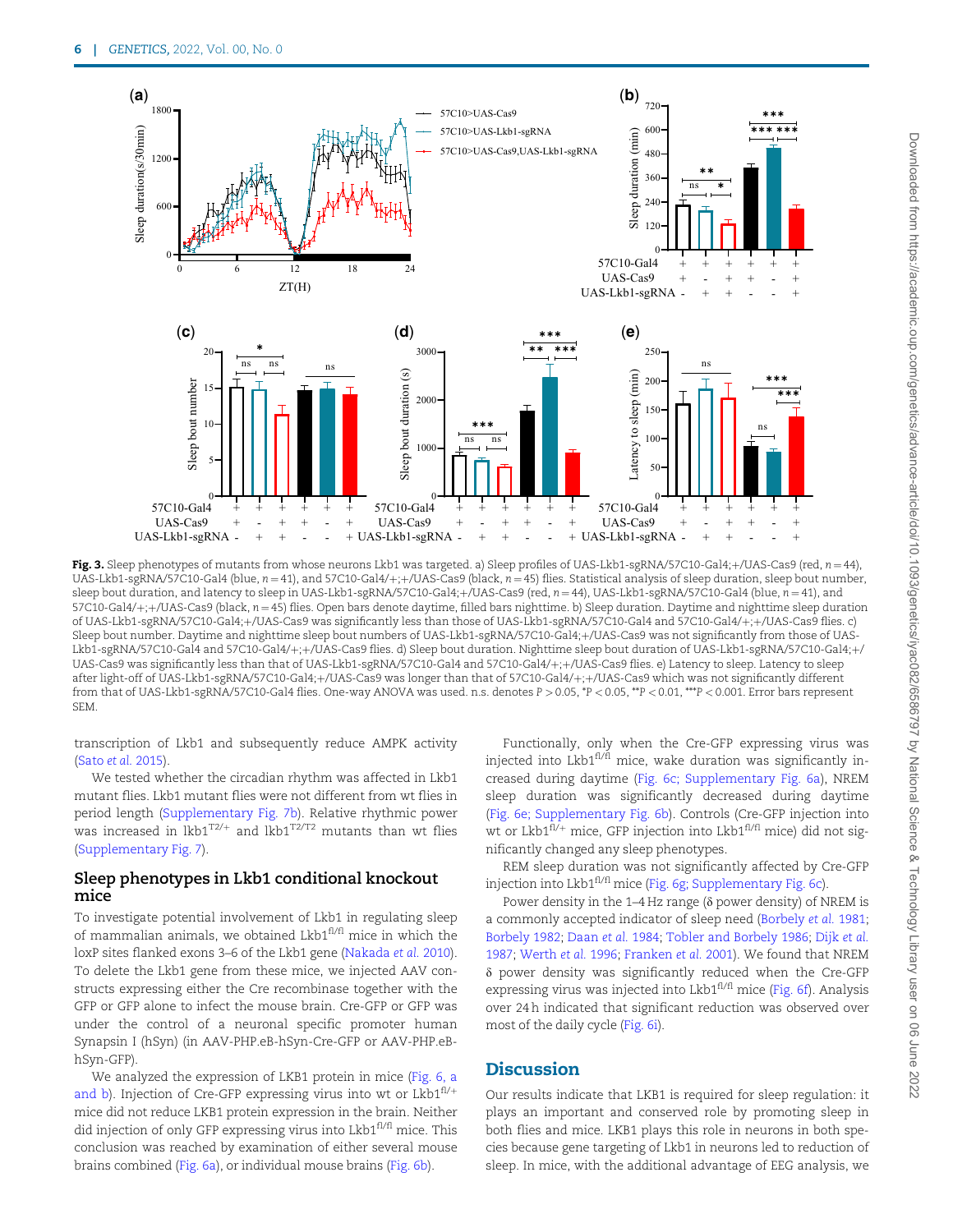**Fig. 3.** Sleep phenotypes of mutants from whose neurons Lkb1 was targeted. a) Sleep profiles of UAS-Lkb1-sgRNA/57C10-Gal4;+/UAS-Cas9 (red, $n = 44$), UAS-Lkb1-sgRNA/57C10-Gal4 (blue, $n = 41$), and 57C10-Gal4/+;+/UAS-Cas9 (black, $n = 45$) flies. Statistical analysis of sleep duration, sleep bout number, sleep bout duration, and latency to sleep in UAS-Lkb1-sgRNA/57C10-Gal4;+/UAS-Cas9 (red, $n = 44$), UAS-Lkb1-sgRNA/57C10-Gal4 (blue, $n = 41$), and 57C10-Gal4/+;+/UAS-Cas9 (black, $n = 45$) flies. Open bars denote daytime, filled bars nighttime. b) Sleep duration. Daytime and nighttime sleep duration of UAS-Lkb1-sgRNA/57C10-Gal4;+/UAS-Cas9 was significantly less than those of UAS-Lkb1-sgRNA/57C10-Gal4 and 57C10-Gal4/+;+/UAS-Cas9 flies. c) Sleep bout number. Daytime and nighttime sleep bout numbers of UAS-Lkb1-sgRNA/57C10-Gal4;+/UAS-Cas9 was not significantly from those of UAS-Lkb1-sgRNA/57C10-Gal4 and 57C10-Gal4/+;+/UAS-Cas9 flies. d) Sleep bout duration. Nighttime sleep bout duration of UAS-Lkb1-sgRNA/57C10-Gal4;+/UAS-Cas9 was significantly less than that of UAS-Lkb1-sgRNA/57C10-Gal4 and 57C10-Gal4/+;+/UAS-Cas9 flies. e) Latency to sleep. Latency to sleep after light-off of UAS-Lkb1-sgRNA/57C10-Gal4;+/UAS-Cas9 was longer than that of 57C10-Gal4/+;+/UAS-Cas9 which was not significantly different from that of UAS-Lkb1-sgRNA/57C10-Gal4 flies. One-way ANOVA was used. n.s. denotes $P > 0.05$, \*$P < 0.05$, \*\*$P < 0.01$, \*\*\*$P < 0.001$. Error bars represent SEM.

transcription of Lkb1 and subsequently reduce AMPK activity (Sato *et al.* 2015).

We tested whether the circadian rhythm was affected in Lkb1 mutant flies. Lkb1 mutant flies were not different from wt flies in period length (Supplementary Fig. 7b). Relative rhythmic power was increased in lkb1$^{T2/+}$ and lkb1$^{T2/T2}$ mutants than wt flies (Supplementary Fig. 7).

## Sleep phenotypes in Lkb1 conditional knockout mice

To investigate potential involvement of Lkb1 in regulating sleep of mammalian animals, we obtained Lkb1$^{fl/fl}$ mice in which the loxP sites flanked exons 3–6 of the Lkb1 gene (Nakada *et al.* 2010). To delete the Lkb1 gene from these mice, we injected AAV constructs expressing either the Cre recombinase together with the GFP or GFP alone to infect the mouse brain. Cre-GFP or GFP was under the control of a neuronal specific promoter human Synapsin I (hSyn) (in AAV-PHP.eB-hSyn-Cre-GFP or AAV-PHP.eB-hSyn-GFP).

We analyzed the expression of LKB1 protein in mice (Fig. 6, a and b). Injection of Cre-GFP expressing virus into wt or Lkb1$^{fl/+}$ mice did not reduce LKB1 protein expression in the brain. Neither did injection of only GFP expressing virus into Lkb1$^{fl/fl}$ mice. This conclusion was reached by examination of either several mouse brains combined (Fig. 6a), or individual mouse brains (Fig. 6b).

Functionally, only when the Cre-GFP expressing virus was injected into Lkb1$^{fl/fl}$ mice, wake duration was significantly increased during daytime (Fig. 6c; Supplementary Fig. 6a), NREM sleep duration was significantly decreased during daytime (Fig. 6e; Supplementary Fig. 6b). Controls (Cre-GFP injection into wt or Lkb1$^{fl/+}$ mice, GFP injection into Lkb1$^{fl/fl}$ mice) did not significantly changed any sleep phenotypes.

REM sleep duration was not significantly affected by Cre-GFP injection into Lkb1$^{fl/fl}$ mice (Fig. 6g; Supplementary Fig. 6c).

Power density in the 1–4 Hz range (δ power density) of NREM is a commonly accepted indicator of sleep need (Borbely *et al.* 1981; Borbely 1982; Daan *et al.* 1984; Tobler and Borbely 1986; Dijk *et al.* 1987; Werth *et al.* 1996; Franken *et al.* 2001). We found that NREM δ power density was significantly reduced when the Cre-GFP expressing virus was injected into Lkb1$^{fl/fl}$ mice (Fig. 6f). Analysis over 24 h indicated that significant reduction was observed over most of the daily cycle (Fig. 6i).

## Discussion

Our results indicate that LKB1 is required for sleep regulation: it plays an important and conserved role by promoting sleep in both flies and mice. LKB1 plays this role in neurons in both species because gene targeting of Lkb1 in neurons led to reduction of sleep. In mice, with the additional advantage of EEG analysis, we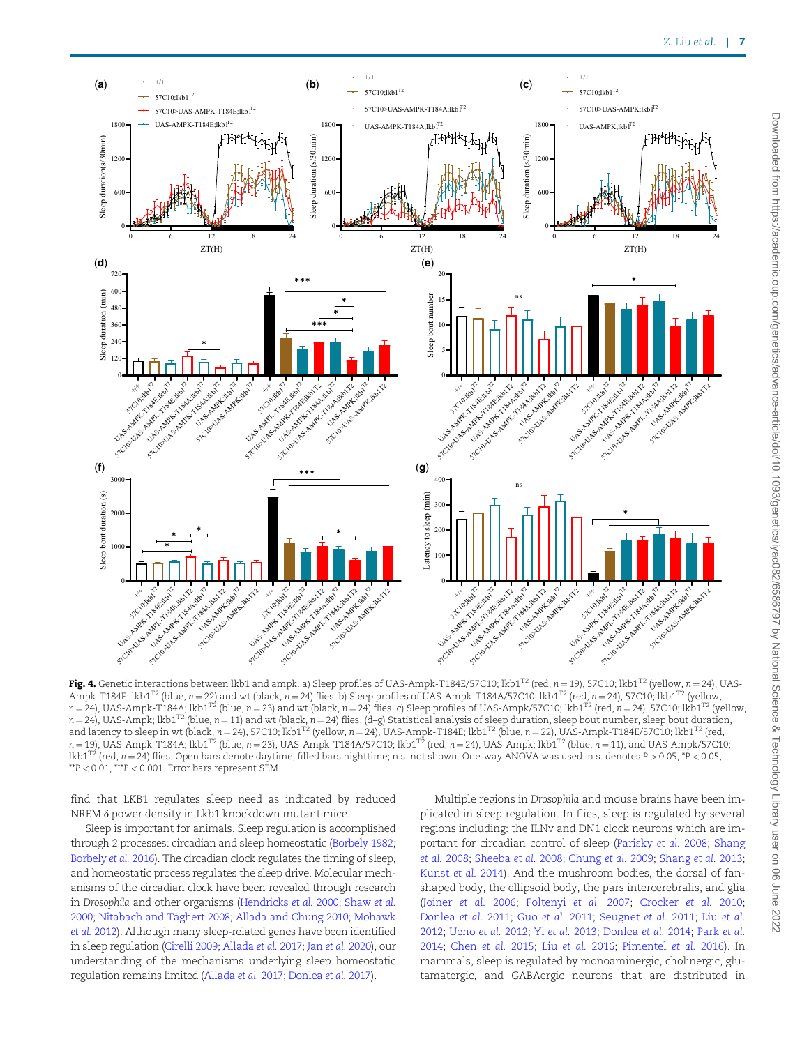**Fig. 4.** Genetic interactions between lkb1 and ampk. a) Sleep profiles of UAS-Ampk-T184E/57C10; lkb1$^{T2}$ (red, $n = 19$), 57C10; lkb1$^{T2}$ (yellow, $n = 24$), UAS-Ampk-T184E; lkb1$^{T2}$ (blue, $n = 22$) and wt (black, $n = 24$) flies. b) Sleep profiles of UAS-Ampk-T184A/57C10; lkb1$^{T2}$ (red, $n = 24$), 57C10; lkb1$^{T2}$ (yellow, $n = 24$), UAS-Ampk-T184A; lkb1$^{T2}$ (blue, $n = 23$) and wt (black, $n = 24$) flies. c) Sleep profiles of UAS-Ampk/57C10; lkb1$^{T2}$ (red, $n = 24$), 57C10; lkb1$^{T2}$ (yellow, $n = 24$), UAS-Ampk; lkb1$^{T2}$ (blue, $n = 11$) and wt (black, $n = 24$) flies. (d–g) Statistical analysis of sleep duration, sleep bout number, sleep bout duration, and latency to sleep in wt (black, $n = 24$), 57C10; lkb1$^{T2}$ (yellow, $n = 24$), UAS-Ampk-T184E; lkb1$^{T2}$ (blue, $n = 22$), UAS-Ampk-T184E/57C10; lkb1$^{T2}$ (red, $n = 19$), UAS-Ampk-T184A; lkb1$^{T2}$ (blue, $n = 23$), UAS-Ampk-T184A/57C10; lkb1$^{T2}$ (red, $n = 24$), UAS-Ampk; lkb1$^{T2}$ (blue, $n = 11$), and UAS-Ampk/57C10; lkb1$^{T2}$ (red, $n = 24$) flies. Open bars denote daytime, filled bars nighttime; n.s. not shown. One-way ANOVA was used. n.s. denotes $P > 0.05$, \*$P < 0.05$, \*\*$P < 0.01$, \*\*\*$P < 0.001$. Error bars represent SEM.

find that LKB1 regulates sleep need as indicated by reduced NREM δ power density in Lkb1 knockdown mutant mice.

Sleep is important for animals. Sleep regulation is accomplished through 2 processes: circadian and sleep homeostatic (Borbely 1982; Borbely *et al.* 2016). The circadian clock regulates the timing of sleep, and homeostatic process regulates the sleep drive. Molecular mechanisms of the circadian clock have been revealed through research in *Drosophila* and other organisms (Hendricks *et al.* 2000; Shaw *et al.* 2000; Nitabach and Taghert 2008; Allada and Chung 2010; Mohawk *et al.* 2012). Although many sleep-related genes have been identified in sleep regulation (Cirelli 2009; Allada *et al.* 2017; Jan *et al.* 2020), our understanding of the mechanisms underlying sleep homeostatic regulation remains limited (Allada *et al.* 2017; Donlea *et al.* 2017).

Multiple regions in *Drosophila* and mouse brains have been implicated in sleep regulation. In flies, sleep is regulated by several regions including: the ILNv and DN1 clock neurons which are important for circadian control of sleep (Parisky *et al.* 2008; Shang *et al.* 2008; Sheeba *et al.* 2008; Chung *et al.* 2009; Shang *et al.* 2013; Kunst *et al.* 2014). And the mushroom bodies, the dorsal of fan-shaped body, the ellipsoid body, the pars intercerebralis, and glia (Joiner *et al.* 2006; Foltenyi *et al.* 2007; Crocker *et al.* 2010; Donlea *et al.* 2011; Guo *et al.* 2011; Seugnet *et al.* 2011; Liu *et al.* 2012; Ueno *et al.* 2012; Yi *et al.* 2013; Donlea *et al.* 2014; Park *et al.* 2014; Chen *et al.* 2015; Liu *et al.* 2016; Pimentel *et al.* 2016). In mammals, sleep is regulated by monoaminergic, cholinergic, glutamatergic, and GABAergic neurons that are distributed in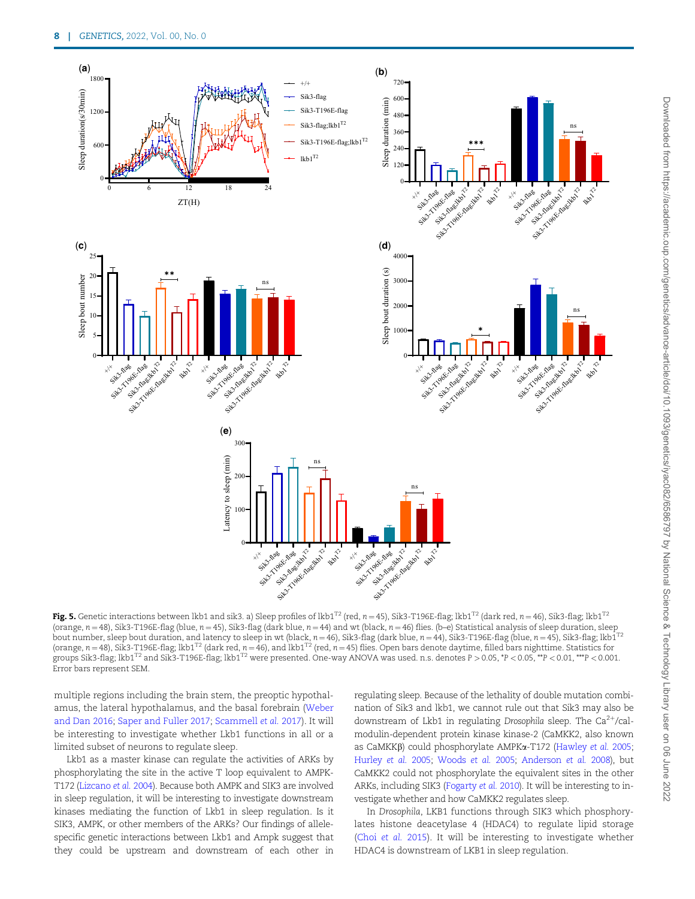**Fig. 5.** Genetic interactions between lkb1 and sik3. a) Sleep profiles of lkb1$^{T2}$ (red, $n = 45$), Sik3-T196E-flag; lkb1$^{T2}$ (dark red, $n = 46$), Sik3-flag; lkb1$^{T2}$ (orange, $n = 48$), Sik3-T196E-flag (blue, $n = 45$), Sik3-flag (dark blue, $n = 44$) and wt (black, $n = 46$) flies. (b–e) Statistical analysis of sleep duration, sleep bout number, sleep bout duration, and latency to sleep in wt (black, $n = 46$), Sik3-flag (dark blue, $n = 44$), Sik3-T196E-flag (blue, $n = 45$), Sik3-flag; lkb1$^{T2}$ (orange, $n = 48$), Sik3-T196E-flag; lkb1$^{T2}$ (dark red, $n = 46$), and lkb1$^{T2}$ (red, $n = 45$) flies. Open bars denote daytime, filled bars nighttime. Statistics for groups Sik3-flag; lkb1$^{T2}$ and Sik3-T196E-flag; lkb1$^{T2}$ were presented. One-way ANOVA was used. n.s. denotes $P > 0.05$, \*$P < 0.05$, \*\*$P < 0.01$, \*\*\*$P < 0.001$. Error bars represent SEM.

multiple regions including the brain stem, the preoptic hypothalamus, the lateral hypothalamus, and the basal forebrain (Weber and Dan 2016; Saper and Fuller 2017; Scammell *et al.* 2017). It will be interesting to investigate whether Lkb1 functions in all or a limited subset of neurons to regulate sleep.

Lkb1 as a master kinase can regulate the activities of ARKs by phosphorylating the site in the active T loop equivalent to AMPK-T172 (Lizcano *et al.* 2004). Because both AMPK and SIK3 are involved in sleep regulation, it will be interesting to investigate downstream kinases mediating the function of Lkb1 in sleep regulation. Is it SIK3, AMPK, or other members of the ARKs? Our findings of allele-specific genetic interactions between Lkb1 and Ampk suggest that they could be upstream and downstream of each other in regulating sleep. Because of the lethality of double mutation combination of Sik3 and lkb1, we cannot rule out that Sik3 may also be downstream of Lkb1 in regulating *Drosophila* sleep. The $Ca^{2+}$/calmodulin-dependent protein kinase kinase-2 (CaMKK2, also known as CaMKKβ) could phosphorylate AMPKα-T172 (Hawley *et al.* 2005; Hurley *et al.* 2005; Woods *et al.* 2005; Anderson *et al.* 2008), but CaMKK2 could not phosphorylate the equivalent sites in the other ARKs, including SIK3 (Fogarty *et al.* 2010). It will be interesting to investigate whether and how CaMKK2 regulates sleep.

In *Drosophila*, LKB1 functions through SIK3 which phosphorylates histone deacetylase 4 (HDAC4) to regulate lipid storage (Choi *et al.* 2015). It will be interesting to investigate whether HDAC4 is downstream of LKB1 in sleep regulation.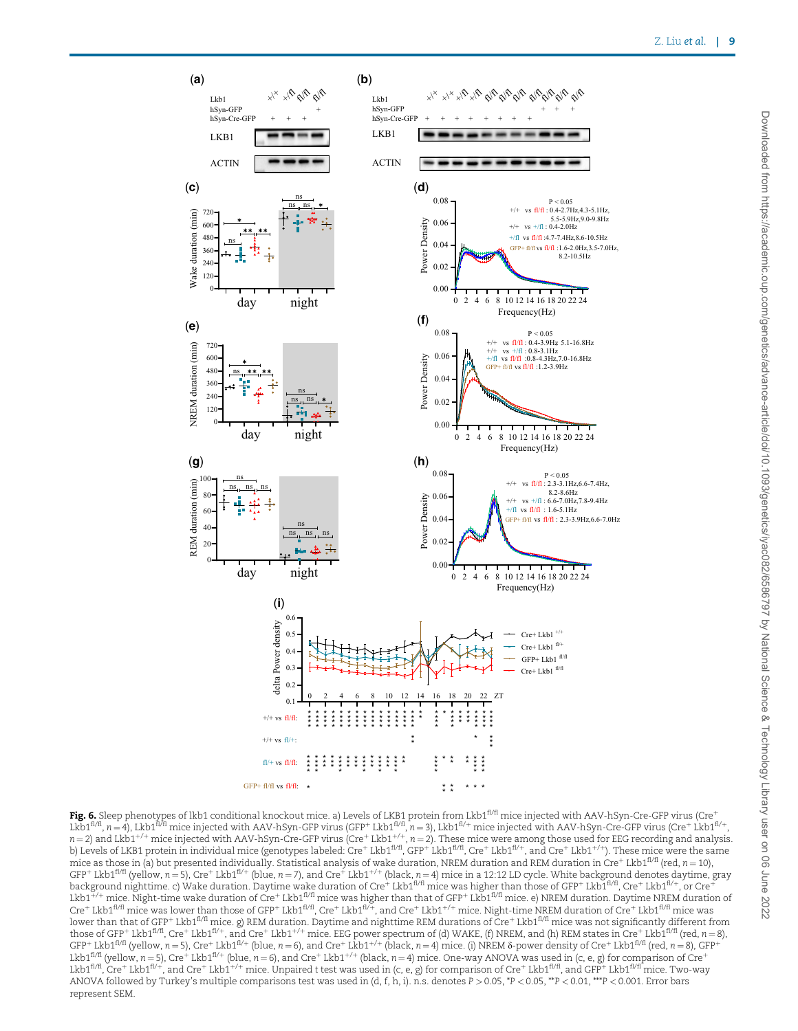**Fig. 6.** Sleep phenotypes of lkb1 conditional knockout mice. a) Levels of LKB1 protein from Lkb1$^{fl/fl}$ mice injected with AAV-hSyn-Cre-GFP virus (Cre$^+$ Lkb1$^{fl/fl}$, $n = 4$), Lkb1$^{fl/fl}$ mice injected with AAV-hSyn-GFP virus (GFP$^+$ Lkb1$^{fl/fl}$, $n = 3$), Lkb1$^{fl/+}$ mice injected with AAV-hSyn-Cre-GFP virus (Cre$^+$ Lkb1$^{fl/+}$, $n = 2$) and Lkb1$^{+/+}$ mice injected with AAV-hSyn-Cre-GFP virus (Cre$^+$ Lkb1$^{+/+}$, $n = 2$). These mice were among those used for EEG recording and analysis. b) Levels of LKB1 protein in individual mice (genotypes labeled: Cre$^+$ Lkb1$^{fl/fl}$, GFP$^+$ Lkb1$^{fl/fl}$, Cre$^+$ Lkb1$^{fl/+}$, and Cre$^+$ Lkb1$^{+/+}$). These mice were the same mice as those in (a) but presented individually. Statistical analysis of wake duration, NREM duration and REM duration in Cre$^+$ Lkb1$^{fl/fl}$ (red, $n = 10$), GFP$^+$ Lkb1$^{fl/fl}$ (yellow, $n = 5$), Cre$^+$ Lkb1$^{fl/+}$ (blue, $n = 7$), and Cre$^+$ Lkb1$^{+/+}$ (black, $n = 4$) mice in a 12:12 LD cycle. White background denotes daytime, gray background nighttime. c) Wake duration. Daytime wake duration of Cre$^+$ Lkb1$^{fl/fl}$ mice was higher than those of GFP$^+$ Lkb1$^{fl/fl}$, Cre$^+$ Lkb1$^{fl/+}$, or Cre$^+$ Lkb1$^{+/+}$ mice. Night-time wake duration of Cre$^+$ Lkb1$^{fl/fl}$ mice was higher than that of GFP$^+$ Lkb1$^{fl/fl}$ mice. e) NREM duration. Daytime NREM duration of Cre$^+$ Lkb1$^{fl/fl}$ mice was lower than those of GFP$^+$ Lkb1$^{fl/fl}$, Cre$^+$ Lkb1$^{fl/+}$, and Cre$^+$ Lkb1$^{+/+}$ mice. Night-time NREM duration of Cre$^+$ Lkb1$^{fl/fl}$ mice was lower than that of GFP$^+$ Lkb1$^{fl/fl}$ mice. g) REM duration. Daytime and nighttime REM durations of Cre$^+$ Lkb1$^{fl/fl}$ mice was not significantly different from those of GFP$^+$ Lkb1$^{fl/fl}$, Cre$^+$ Lkb1$^{fl/+}$, and Cre$^+$ Lkb1$^{+/+}$ mice. EEG power spectrum of (d) WAKE, (f) NREM, and (h) REM states in Cre$^+$ Lkb1$^{fl/fl}$ (red, $n = 8$), GFP$^+$ Lkb1$^{fl/fl}$ (yellow, $n = 5$), Cre$^+$ Lkb1$^{fl/+}$ (blue, $n = 6$), and Cre$^+$ Lkb1$^{+/+}$ (black, $n = 4$) mice. (i) NREM δ-power density of Cre$^+$ Lkb1$^{fl/fl}$ (red, $n = 8$), GFP$^+$ Lkb1$^{fl/fl}$ (yellow, $n = 5$), Cre$^+$ Lkb1$^{fl/+}$ (blue, $n = 6$), and Cre$^+$ Lkb1$^{+/+}$ (black, $n = 4$) mice. One-way ANOVA was used in (c, e, g) for comparison of Cre$^+$ Lkb1$^{fl/fl}$, Cre$^+$ Lkb1$^{fl/+}$, and Cre$^+$ Lkb1$^{+/+}$ mice. Unpaired t test was used in (c, e, g) for comparison of Cre$^+$ Lkb1$^{fl/fl}$, and GFP$^+$ Lkb1$^{fl/fl}$ mice. Two-way ANOVA followed by Turkey's multiple comparisons test was used in (d, f, h, i). n.s. denotes $P > 0.05$, *$P < 0.05$, **$P < 0.01$, ***$P < 0.001$. Error bars represent SEM.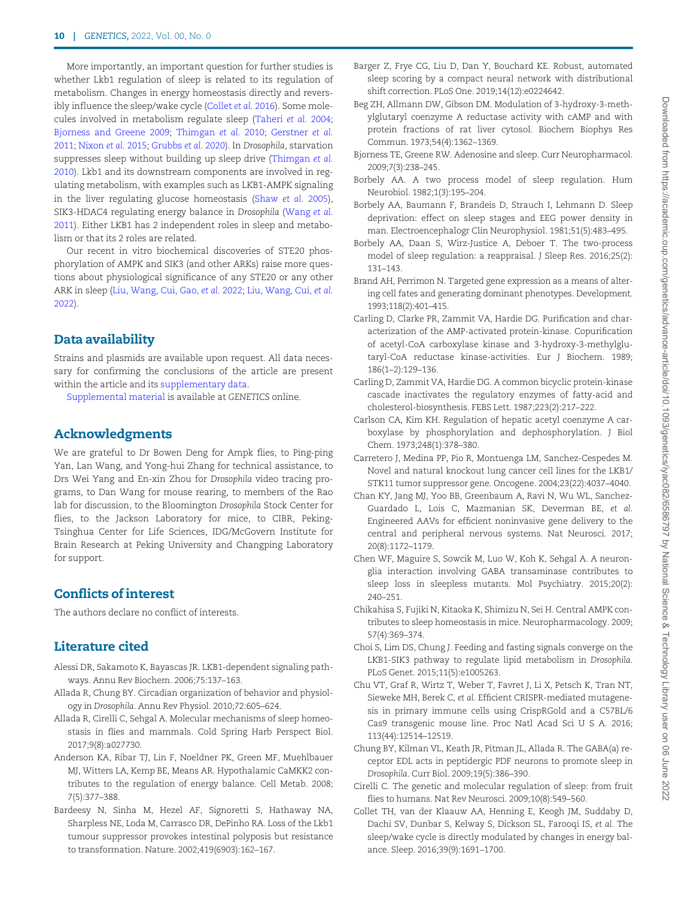More importantly, an important question for further studies is whether Lkb1 regulation of sleep is related to its regulation of metabolism. Changes in energy homeostasis directly and reversibly influence the sleep/wake cycle (Collet *et al.* 2016). Some molecules involved in metabolism regulate sleep (Taheri *et al.* 2004; Bjorness and Greene 2009; Thimgan *et al.* 2010; Gerstner *et al.* 2011; Nixon *et al.* 2015; Grubbs *et al.* 2020). In *Drosophila*, starvation suppresses sleep without building up sleep drive (Thimgan *et al.* 2010). Lkb1 and its downstream components are involved in regulating metabolism, with examples such as LKB1-AMPK signaling in the liver regulating glucose homeostasis (Shaw *et al.* 2005), SIK3-HDAC4 regulating energy balance in *Drosophila* (Wang *et al.* 2011). Either LKB1 has 2 independent roles in sleep and metabolism or that its 2 roles are related.

Our recent in vitro biochemical discoveries of STE20 phosphorylation of AMPK and SIK3 (and other ARKs) raise more questions about physiological significance of any STE20 or any other ARK in sleep (Liu, Wang, Cui, Gao, *et al.* 2022; Liu, Wang, Cui, *et al.* 2022).

## Data availability

Strains and plasmids are available upon request. All data necessary for confirming the conclusions of the article are present within the article and its supplementary data.

Supplemental material is available at *GENETICS* online.

## Acknowledgments

We are grateful to Dr Bowen Deng for Ampk flies, to Ping-ping Yan, Lan Wang, and Yong-hui Zhang for technical assistance, to Drs Wei Yang and En-xin Zhou for *Drosophila* video tracing programs, to Dan Wang for mouse rearing, to members of the Rao lab for discussion, to the Bloomington *Drosophila* Stock Center for flies, to the Jackson Laboratory for mice, to CIBR, Peking-Tsinghua Center for Life Sciences, IDG/McGovern Institute for Brain Research at Peking University and Changping Laboratory for support.

## Conflicts of interest

The authors declare no conflict of interests.

## Literature cited

Alessi DR, Sakamoto K, Bayascas JR. LKB1-dependent signaling pathways. Annu Rev Biochem. 2006;75:137–163.

Allada R, Chung BY. Circadian organization of behavior and physiology in *Drosophila*. Annu Rev Physiol. 2010;72:605–624.

Allada R, Cirelli C, Sehgal A. Molecular mechanisms of sleep homeostasis in flies and mammals. Cold Spring Harb Perspect Biol. 2017;9(8):a027730.

Anderson KA, Ribar TJ, Lin F, Noeldner PK, Green MF, Muehlbauer MJ, Witters LA, Kemp BE, Means AR. Hypothalamic CaMKK2 contributes to the regulation of energy balance. Cell Metab. 2008;7(5):377–388.

Bardeesy N, Sinha M, Hezel AF, Signoretti S, Hathaway NA, Sharpless NE, Loda M, Carrasco DR, DePinho RA. Loss of the Lkb1 tumour suppressor provokes intestinal polyposis but resistance to transformation. Nature. 2002;419(6903):162–167.

Barger Z, Frye CG, Liu D, Dan Y, Bouchard KE. Robust, automated sleep scoring by a compact neural network with distributional shift correction. PLoS One. 2019;14(12):e0224642.

Beg ZH, Allmann DW, Gibson DM. Modulation of 3-hydroxy-3-methylglutaryl coenzyme A reductase activity with cAMP and with protein fractions of rat liver cytosol. Biochem Biophys Res Commun. 1973;54(4):1362–1369.

Bjorness TE, Greene RW. Adenosine and sleep. Curr Neuropharmacol. 2009;7(3):238–245.

Borbely AA. A two process model of sleep regulation. Hum Neurobiol. 1982;1(3):195–204.

Borbely AA, Baumann F, Brandeis D, Strauch I, Lehmann D. Sleep deprivation: effect on sleep stages and EEG power density in man. Electroencephalogr Clin Neurophysiol. 1981;51(5):483–495.

Borbely AA, Daan S, Wirz-Justice A, Deboer T. The two-process model of sleep regulation: a reappraisal. J Sleep Res. 2016;25(2):131–143.

Brand AH, Perrimon N. Targeted gene expression as a means of altering cell fates and generating dominant phenotypes. Development. 1993;118(2):401–415.

Carling D, Clarke PR, Zammit VA, Hardie DG. Purification and characterization of the AMP-activated protein-kinase. Copurification of acetyl-CoA carboxylase kinase and 3-hydroxy-3-methylglutaryl-CoA reductase kinase-activities. Eur J Biochem. 1989;186(1–2):129–136.

Carling D, Zammit VA, Hardie DG. A common bicyclic protein-kinase cascade inactivates the regulatory enzymes of fatty-acid and cholesterol-biosynthesis. FEBS Lett. 1987;223(2):217–222.

Carlson CA, Kim KH. Regulation of hepatic acetyl coenzyme A carboxylase by phosphorylation and dephosphorylation. J Biol Chem. 1973;248(1):378–380.

Carretero J, Medina PP, Pio R, Montuenga LM, Sanchez-Cespedes M. Novel and natural knockout lung cancer cell lines for the LKB1/STK11 tumor suppressor gene. Oncogene. 2004;23(22):4037–4040.

Chan KY, Jang MJ, Yoo BB, Greenbaum A, Ravi N, Wu WL, Sanchez-Guardado L, Lois C, Mazmanian SK, Deverman BE, *et al.* Engineered AAVs for efficient noninvasive gene delivery to the central and peripheral nervous systems. Nat Neurosci. 2017;20(8):1172–1179.

Chen WF, Maguire S, Sowcik M, Luo W, Koh K, Sehgal A. A neuron-glia interaction involving GABA transaminase contributes to sleep loss in sleepless mutants. Mol Psychiatry. 2015;20(2):240–251.

Chikahisa S, Fujiki N, Kitaoka K, Shimizu N, Sei H. Central AMPK contributes to sleep homeostasis in mice. Neuropharmacology. 2009;57(4):369–374.

Choi S, Lim DS, Chung J. Feeding and fasting signals converge on the LKB1-SIK3 pathway to regulate lipid metabolism in *Drosophila*. PLoS Genet. 2015;11(5):e1005263.

Chu VT, Graf R, Wirtz T, Weber T, Favret J, Li X, Petsch K, Tran NT, Sieweke MH, Berek C, *et al.* Efficient CRISPR-mediated mutagenesis in primary immune cells using CrispRGold and a C57BL/6 Cas9 transgenic mouse line. Proc Natl Acad Sci U S A. 2016;113(44):12514–12519.

Chung BY, Kilman VL, Keath JR, Pitman JL, Allada R. The GABA(a) receptor EDL acts in peptidergic PDF neurons to promote sleep in *Drosophila*. Curr Biol. 2009;19(5):386–390.

Cirelli C. The genetic and molecular regulation of sleep: from fruit flies to humans. Nat Rev Neurosci. 2009;10(8):549–560.

Collet TH, van der Klaauw AA, Henning E, Keogh JM, Suddaby D, Dachi SV, Dunbar S, Kelway S, Dickson SL, Farooqi IS, *et al.* The sleep/wake cycle is directly modulated by changes in energy balance. Sleep. 2016;39(9):1691–1700.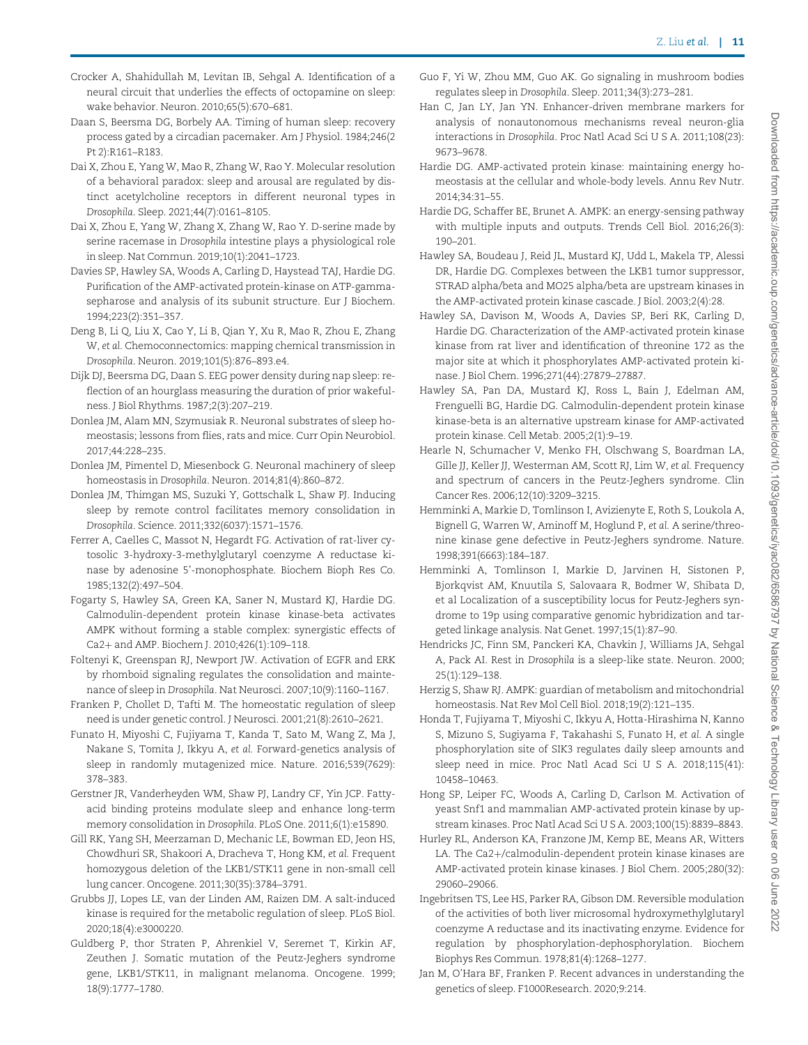Crocker A, Shahidullah M, Levitan IB, Sehgal A. Identification of a neural circuit that underlies the effects of octopamine on sleep: wake behavior. Neuron. 2010;65(5):670–681.

Daan S, Beersma DG, Borbely AA. Timing of human sleep: recovery process gated by a circadian pacemaker. Am J Physiol. 1984;246(2 Pt 2):R161–R183.

Dai X, Zhou E, Yang W, Mao R, Zhang W, Rao Y. Molecular resolution of a behavioral paradox: sleep and arousal are regulated by distinct acetylcholine receptors in different neuronal types in *Drosophila*. Sleep. 2021;44(7):0161–8105.

Dai X, Zhou E, Yang W, Zhang X, Zhang W, Rao Y. D-serine made by serine racemase in *Drosophila* intestine plays a physiological role in sleep. Nat Commun. 2019;10(1):2041–1723.

Davies SP, Hawley SA, Woods A, Carling D, Haystead TAJ, Hardie DG. Purification of the AMP-activated protein-kinase on ATP-gamma-sepharose and analysis of its subunit structure. Eur J Biochem. 1994;223(2):351–357.

Deng B, Li Q, Liu X, Cao Y, Li B, Qian Y, Xu R, Mao R, Zhou E, Zhang W, *et al.* Chemoconnectomics: mapping chemical transmission in *Drosophila*. Neuron. 2019;101(5):876–893.e4.

Dijk DJ, Beersma DG, Daan S. EEG power density during nap sleep: reflection of an hourglass measuring the duration of prior wakefulness. J Biol Rhythms. 1987;2(3):207–219.

Donlea JM, Alam MN, Szymusiak R. Neuronal substrates of sleep homeostasis; lessons from flies, rats and mice. Curr Opin Neurobiol. 2017;44:228–235.

Donlea JM, Pimentel D, Miesenbock G. Neuronal machinery of sleep homeostasis in *Drosophila*. Neuron. 2014;81(4):860–872.

Donlea JM, Thimgan MS, Suzuki Y, Gottschalk L, Shaw PJ. Inducing sleep by remote control facilitates memory consolidation in *Drosophila*. Science. 2011;332(6037):1571–1576.

Ferrer A, Caelles C, Massot N, Hegardt FG. Activation of rat-liver cytosolic 3-hydroxy-3-methylglutaryl coenzyme A reductase kinase by adenosine 5′-monophosphate. Biochem Bioph Res Co. 1985;132(2):497–504.

Fogarty S, Hawley SA, Green KA, Saner N, Mustard KJ, Hardie DG. Calmodulin-dependent protein kinase kinase-beta activates AMPK without forming a stable complex: synergistic effects of Ca2+ and AMP. Biochem J. 2010;426(1):109–118.

Foltenyi K, Greenspan RJ, Newport JW. Activation of EGFR and ERK by rhomboid signaling regulates the consolidation and maintenance of sleep in *Drosophila*. Nat Neurosci. 2007;10(9):1160–1167.

Franken P, Chollet D, Tafti M. The homeostatic regulation of sleep need is under genetic control. J Neurosci. 2001;21(8):2610–2621.

Funato H, Miyoshi C, Fujiyama T, Kanda T, Sato M, Wang Z, Ma J, Nakane S, Tomita J, Ikkyu A, *et al.* Forward-genetics analysis of sleep in randomly mutagenized mice. Nature. 2016;539(7629): 378–383.

Gerstner JR, Vanderheyden WM, Shaw PJ, Landry CF, Yin JCP. Fatty-acid binding proteins modulate sleep and enhance long-term memory consolidation in *Drosophila*. PLoS One. 2011;6(1):e15890.

Gill RK, Yang SH, Meerzaman D, Mechanic LE, Bowman ED, Jeon HS, Chowdhuri SR, Shakoori A, Dracheva T, Hong KM, *et al.* Frequent homozygous deletion of the LKB1/STK11 gene in non-small cell lung cancer. Oncogene. 2011;30(35):3784–3791.

Grubbs JJ, Lopes LE, van der Linden AM, Raizen DM. A salt-induced kinase is required for the metabolic regulation of sleep. PLoS Biol. 2020;18(4):e3000220.

Guldberg P, thor Straten P, Ahrenkiel V, Seremet T, Kirkin AF, Zeuthen J. Somatic mutation of the Peutz-Jeghers syndrome gene, LKB1/STK11, in malignant melanoma. Oncogene. 1999; 18(9):1777–1780.

Guo F, Yi W, Zhou MM, Guo AK. Go signaling in mushroom bodies regulates sleep in *Drosophila*. Sleep. 2011;34(3):273–281.

Han C, Jan LY, Jan YN. Enhancer-driven membrane markers for analysis of nonautonomous mechanisms reveal neuron-glia interactions in *Drosophila*. Proc Natl Acad Sci U S A. 2011;108(23): 9673–9678.

Hardie DG. AMP-activated protein kinase: maintaining energy homeostasis at the cellular and whole-body levels. Annu Rev Nutr. 2014;34:31–55.

Hardie DG, Schaffer BE, Brunet A. AMPK: an energy-sensing pathway with multiple inputs and outputs. Trends Cell Biol. 2016;26(3): 190–201.

Hawley SA, Boudeau J, Reid JL, Mustard KJ, Udd L, Makela TP, Alessi DR, Hardie DG. Complexes between the LKB1 tumor suppressor, STRAD alpha/beta and MO25 alpha/beta are upstream kinases in the AMP-activated protein kinase cascade. J Biol. 2003;2(4):28.

Hawley SA, Davison M, Woods A, Davies SP, Beri RK, Carling D, Hardie DG. Characterization of the AMP-activated protein kinase kinase from rat liver and identification of threonine 172 as the major site at which it phosphorylates AMP-activated protein kinase. J Biol Chem. 1996;271(44):27879–27887.

Hawley SA, Pan DA, Mustard KJ, Ross L, Bain J, Edelman AM, Frenguelli BG, Hardie DG. Calmodulin-dependent protein kinase kinase-beta is an alternative upstream kinase for AMP-activated protein kinase. Cell Metab. 2005;2(1):9–19.

Hearle N, Schumacher V, Menko FH, Olschwang S, Boardman LA, Gille JJ, Keller JJ, Westerman AM, Scott RJ, Lim W, *et al.* Frequency and spectrum of cancers in the Peutz-Jeghers syndrome. Clin Cancer Res. 2006;12(10):3209–3215.

Hemminki A, Markie D, Tomlinson I, Avizienyte E, Roth S, Loukola A, Bignell G, Warren W, Aminoff M, Hoglund P, *et al.* A serine/threonine kinase gene defective in Peutz-Jeghers syndrome. Nature. 1998;391(6663):184–187.

Hemminki A, Tomlinson I, Markie D, Jarvinen H, Sistonen P, Bjorkqvist AM, Knuutila S, Salovaara R, Bodmer W, Shibata D, et al Localization of a susceptibility locus for Peutz-Jeghers syndrome to 19p using comparative genomic hybridization and targeted linkage analysis. Nat Genet. 1997;15(1):87–90.

Hendricks JC, Finn SM, Panckeri KA, Chavkin J, Williams JA, Sehgal A, Pack AI. Rest in *Drosophila* is a sleep-like state. Neuron. 2000; 25(1):129–138.

Herzig S, Shaw RJ. AMPK: guardian of metabolism and mitochondrial homeostasis. Nat Rev Mol Cell Biol. 2018;19(2):121–135.

Honda T, Fujiyama T, Miyoshi C, Ikkyu A, Hotta-Hirashima N, Kanno S, Mizuno S, Sugiyama F, Takahashi S, Funato H, *et al.* A single phosphorylation site of SIK3 regulates daily sleep amounts and sleep need in mice. Proc Natl Acad Sci U S A. 2018;115(41): 10458–10463.

Hong SP, Leiper FC, Woods A, Carling D, Carlson M. Activation of yeast Snf1 and mammalian AMP-activated protein kinase by upstream kinases. Proc Natl Acad Sci U S A. 2003;100(15):8839–8843.

Hurley RL, Anderson KA, Franzone JM, Kemp BE, Means AR, Witters LA. The Ca2+/calmodulin-dependent protein kinase kinases are AMP-activated protein kinase kinases. J Biol Chem. 2005;280(32): 29060–29066.

Ingebritsen TS, Lee HS, Parker RA, Gibson DM. Reversible modulation of the activities of both liver microsomal hydroxymethylglutaryl coenzyme A reductase and its inactivating enzyme. Evidence for regulation by phosphorylation-dephosphorylation. Biochem Biophys Res Commun. 1978;81(4):1268–1277.

Jan M, O'Hara BF, Franken P. Recent advances in understanding the genetics of sleep. F1000Research. 2020;9:214.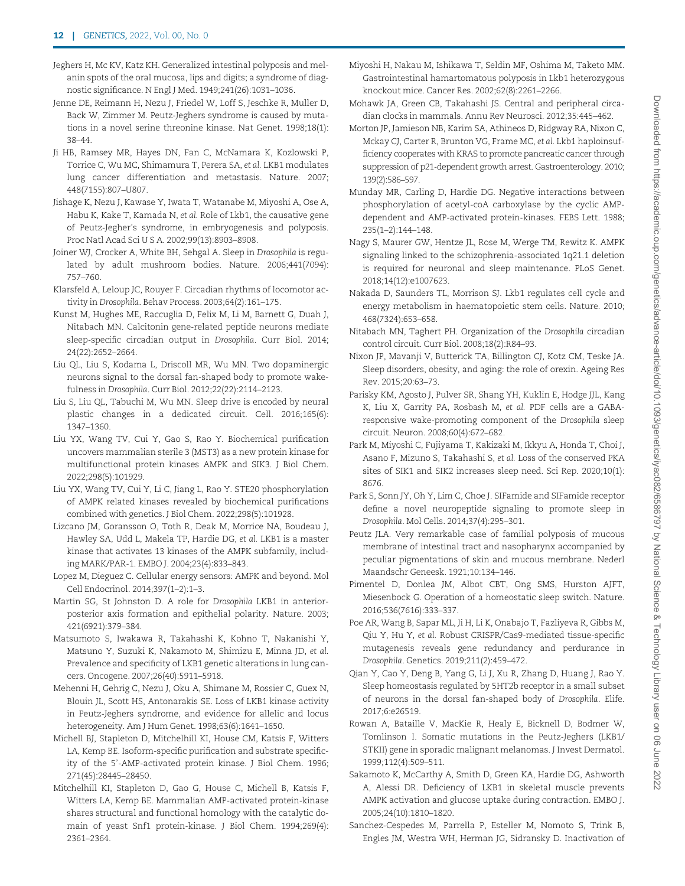Jeghers H, Mc KV, Katz KH. Generalized intestinal polyposis and melanin spots of the oral mucosa, lips and digits; a syndrome of diagnostic significance. N Engl J Med. 1949;241(26):1031–1036.

Jenne DE, Reimann H, Nezu J, Friedel W, Loff S, Jeschke R, Muller D, Back W, Zimmer M. Peutz-Jeghers syndrome is caused by mutations in a novel serine threonine kinase. Nat Genet. 1998;18(1): 38–44.

Ji HB, Ramsey MR, Hayes DN, Fan C, McNamara K, Kozlowski P, Torrice C, Wu MC, Shimamura T, Perera SA, *et al.* LKB1 modulates lung cancer differentiation and metastasis. Nature. 2007; 448(7155):807–U807.

Jishage K, Nezu J, Kawase Y, Iwata T, Watanabe M, Miyoshi A, Ose A, Habu K, Kake T, Kamada N, *et al.* Role of Lkb1, the causative gene of Peutz-Jegher's syndrome, in embryogenesis and polyposis. Proc Natl Acad Sci U S A. 2002;99(13):8903–8908.

Joiner WJ, Crocker A, White BH, Sehgal A. Sleep in *Drosophila* is regulated by adult mushroom bodies. Nature. 2006;441(7094): 757–760.

Klarsfeld A, Leloup JC, Rouyer F. Circadian rhythms of locomotor activity in *Drosophila*. Behav Process. 2003;64(2):161–175.

Kunst M, Hughes ME, Raccuglia D, Felix M, Li M, Barnett G, Duah J, Nitabach MN. Calcitonin gene-related peptide neurons mediate sleep-specific circadian output in *Drosophila*. Curr Biol. 2014; 24(22):2652–2664.

Liu QL, Liu S, Kodama L, Driscoll MR, Wu MN. Two dopaminergic neurons signal to the dorsal fan-shaped body to promote wakefulness in *Drosophila*. Curr Biol. 2012;22(22):2114–2123.

Liu S, Liu QL, Tabuchi M, Wu MN. Sleep drive is encoded by neural plastic changes in a dedicated circuit. Cell. 2016;165(6): 1347–1360.

Liu YX, Wang TV, Cui Y, Gao S, Rao Y. Biochemical purification uncovers mammalian sterile 3 (MST3) as a new protein kinase for multifunctional protein kinases AMPK and SIK3. J Biol Chem. 2022;298(5):101929.

Liu YX, Wang TV, Cui Y, Li C, Jiang L, Rao Y. STE20 phosphorylation of AMPK related kinases revealed by biochemical purifications combined with genetics. J Biol Chem. 2022;298(5):101928.

Lizcano JM, Goransson O, Toth R, Deak M, Morrice NA, Boudeau J, Hawley SA, Udd L, Makela TP, Hardie DG, *et al.* LKB1 is a master kinase that activates 13 kinases of the AMPK subfamily, including MARK/PAR-1. EMBO J. 2004;23(4):833–843.

Lopez M, Dieguez C. Cellular energy sensors: AMPK and beyond. Mol Cell Endocrinol. 2014;397(1–2):1–3.

Martin SG, St Johnston D. A role for *Drosophila* LKB1 in anterior-posterior axis formation and epithelial polarity. Nature. 2003; 421(6921):379–384.

Matsumoto S, Iwakawa R, Takahashi K, Kohno T, Nakanishi Y, Matsuno Y, Suzuki K, Nakamoto M, Shimizu E, Minna JD, *et al.* Prevalence and specificity of LKB1 genetic alterations in lung cancers. Oncogene. 2007;26(40):5911–5918.

Mehenni H, Gehrig C, Nezu J, Oku A, Shimane M, Rossier C, Guex N, Blouin JL, Scott HS, Antonarakis SE. Loss of LKB1 kinase activity in Peutz-Jeghers syndrome, and evidence for allelic and locus heterogeneity. Am J Hum Genet. 1998;63(6):1641–1650.

Michell BJ, Stapleton D, Mitchelhill KI, House CM, Katsis F, Witters LA, Kemp BE. Isoform-specific purification and substrate specificity of the 5′-AMP-activated protein kinase. J Biol Chem. 1996; 271(45):28445–28450.

Mitchelhill KI, Stapleton D, Gao G, House C, Michell B, Katsis F, Witters LA, Kemp BE. Mammalian AMP-activated protein-kinase shares structural and functional homology with the catalytic domain of yeast Snf1 protein-kinase. J Biol Chem. 1994;269(4): 2361–2364.

Miyoshi H, Nakau M, Ishikawa T, Seldin MF, Oshima M, Taketo MM. Gastrointestinal hamartomatous polyposis in Lkb1 heterozygous knockout mice. Cancer Res. 2002;62(8):2261–2266.

Mohawk JA, Green CB, Takahashi JS. Central and peripheral circadian clocks in mammals. Annu Rev Neurosci. 2012;35:445–462.

Morton JP, Jamieson NB, Karim SA, Athineos D, Ridgway RA, Nixon C, Mckay CJ, Carter R, Brunton VG, Frame MC, *et al.* Lkb1 haploinsufficiency cooperates with KRAS to promote pancreatic cancer through suppression of p21-dependent growth arrest. Gastroenterology. 2010; 139(2):586–597.

Munday MR, Carling D, Hardie DG. Negative interactions between phosphorylation of acetyl-coA carboxylase by the cyclic AMP-dependent and AMP-activated protein-kinases. FEBS Lett. 1988; 235(1–2):144–148.

Nagy S, Maurer GW, Hentze JL, Rose M, Werge TM, Rewitz K. AMPK signaling linked to the schizophrenia-associated 1q21.1 deletion is required for neuronal and sleep maintenance. PLoS Genet. 2018;14(12):e1007623.

Nakada D, Saunders TL, Morrison SJ. Lkb1 regulates cell cycle and energy metabolism in haematopoietic stem cells. Nature. 2010; 468(7324):653–658.

Nitabach MN, Taghert PH. Organization of the *Drosophila* circadian control circuit. Curr Biol. 2008;18(2):R84–93.

Nixon JP, Mavanji V, Butterick TA, Billington CJ, Kotz CM, Teske JA. Sleep disorders, obesity, and aging: the role of orexin. Ageing Res Rev. 2015;20:63–73.

Parisky KM, Agosto J, Pulver SR, Shang YH, Kuklin E, Hodge JJL, Kang K, Liu X, Garrity PA, Rosbash M, *et al.* PDF cells are a GABA-responsive wake-promoting component of the *Drosophila* sleep circuit. Neuron. 2008;60(4):672–682.

Park M, Miyoshi C, Fujiyama T, Kakizaki M, Ikkyu A, Honda T, Choi J, Asano F, Mizuno S, Takahashi S, *et al.* Loss of the conserved PKA sites of SIK1 and SIK2 increases sleep need. Sci Rep. 2020;10(1): 8676.

Park S, Sonn JY, Oh Y, Lim C, Choe J. SIFamide and SIFamide receptor define a novel neuropeptide signaling to promote sleep in *Drosophila*. Mol Cells. 2014;37(4):295–301.

Peutz JLA. Very remarkable case of familial polyposis of mucous membrane of intestinal tract and nasopharynx accompanied by peculiar pigmentations of skin and mucous membrane. Nederl Maandschr Geneesk. 1921;10:134–146.

Pimentel D, Donlea JM, Albot CBT, Ong SMS, Hurston AJFT, Miesenbock G. Operation of a homeostatic sleep switch. Nature. 2016;536(7616):333–337.

Poe AR, Wang B, Sapar ML, Ji H, Li K, Onabajo T, Fazliyeva R, Gibbs M, Qiu Y, Hu Y, *et al.* Robust CRISPR/Cas9-mediated tissue-specific mutagenesis reveals gene redundancy and perdurance in *Drosophila*. Genetics. 2019;211(2):459–472.

Qian Y, Cao Y, Deng B, Yang G, Li J, Xu R, Zhang D, Huang J, Rao Y. Sleep homeostasis regulated by 5HT2b receptor in a small subset of neurons in the dorsal fan-shaped body of *Drosophila*. Elife. 2017;6:e26519.

Rowan A, Bataille V, MacKie R, Healy E, Bicknell D, Bodmer W, Tomlinson I. Somatic mutations in the Peutz-Jeghers (LKB1/STKII) gene in sporadic malignant melanomas. J Invest Dermatol. 1999;112(4):509–511.

Sakamoto K, McCarthy A, Smith D, Green KA, Hardie DG, Ashworth A, Alessi DR. Deficiency of LKB1 in skeletal muscle prevents AMPK activation and glucose uptake during contraction. EMBO J. 2005;24(10):1810–1820.

Sanchez-Cespedes M, Parrella P, Esteller M, Nomoto S, Trink B, Engles JM, Westra WH, Herman JG, Sidransky D. Inactivation of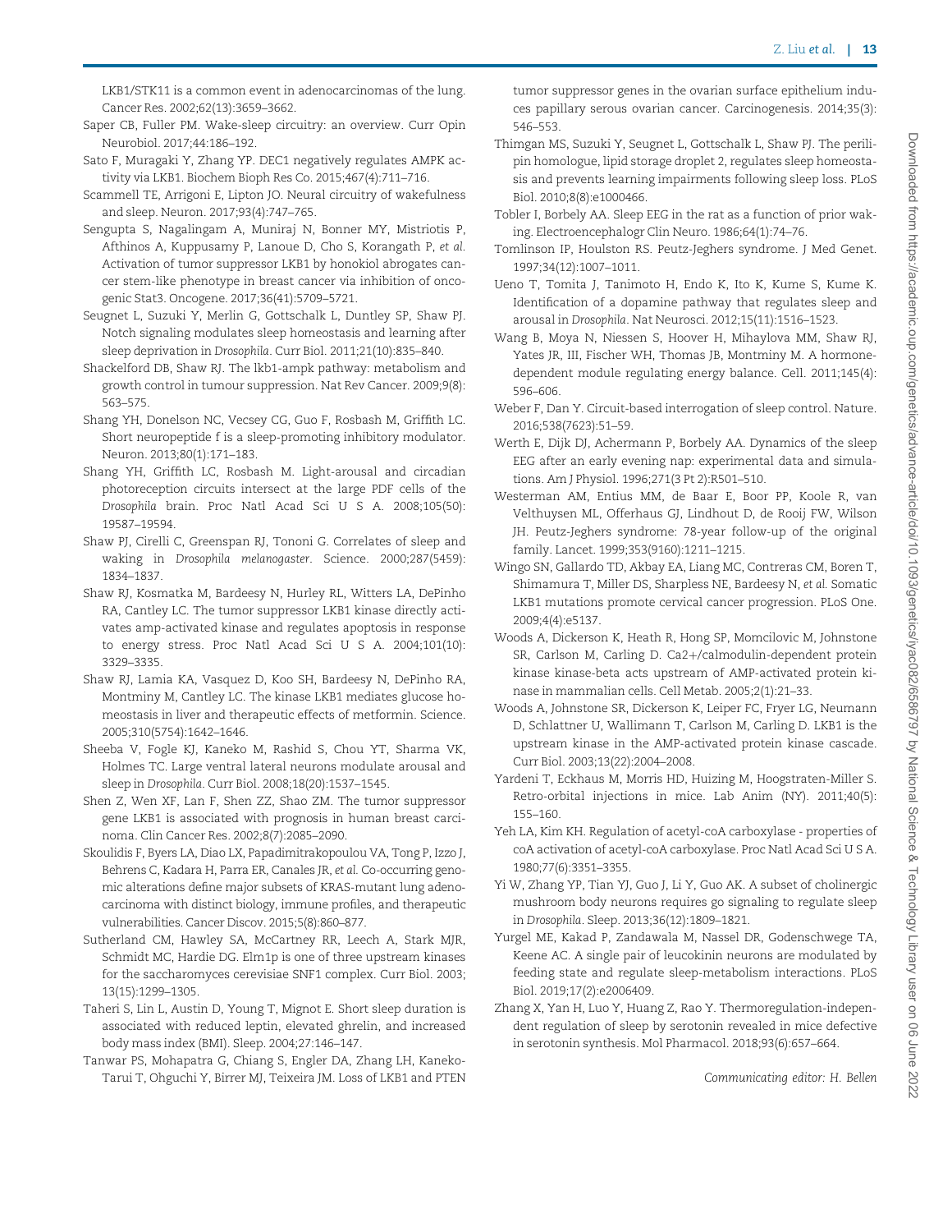LKB1/STK11 is a common event in adenocarcinomas of the lung. Cancer Res. 2002;62(13):3659–3662.

Saper CB, Fuller PM. Wake-sleep circuitry: an overview. Curr Opin Neurobiol. 2017;44:186–192.

Sato F, Muragaki Y, Zhang YP. DEC1 negatively regulates AMPK activity via LKB1. Biochem Bioph Res Co. 2015;467(4):711–716.

Scammell TE, Arrigoni E, Lipton JO. Neural circuitry of wakefulness and sleep. Neuron. 2017;93(4):747–765.

Sengupta S, Nagalingam A, Muniraj N, Bonner MY, Mistriotis P, Afthinos A, Kuppusamy P, Lanoue D, Cho S, Korangath P, *et al.* Activation of tumor suppressor LKB1 by honokiol abrogates cancer stem-like phenotype in breast cancer via inhibition of oncogenic Stat3. Oncogene. 2017;36(41):5709–5721.

Seugnet L, Suzuki Y, Merlin G, Gottschalk L, Duntley SP, Shaw PJ. Notch signaling modulates sleep homeostasis and learning after sleep deprivation in *Drosophila*. Curr Biol. 2011;21(10):835–840.

Shackelford DB, Shaw RJ. The lkb1-ampk pathway: metabolism and growth control in tumour suppression. Nat Rev Cancer. 2009;9(8):563–575.

Shang YH, Donelson NC, Vecsey CG, Guo F, Rosbash M, Griffith LC. Short neuropeptide f is a sleep-promoting inhibitory modulator. Neuron. 2013;80(1):171–183.

Shang YH, Griffith LC, Rosbash M. Light-arousal and circadian photoreception circuits intersect at the large PDF cells of the *Drosophila* brain. Proc Natl Acad Sci U S A. 2008;105(50):19587–19594.

Shaw PJ, Cirelli C, Greenspan RJ, Tononi G. Correlates of sleep and waking in *Drosophila melanogaster*. Science. 2000;287(5459):1834–1837.

Shaw RJ, Kosmatka M, Bardeesy N, Hurley RL, Witters LA, DePinho RA, Cantley LC. The tumor suppressor LKB1 kinase directly activates amp-activated kinase and regulates apoptosis in response to energy stress. Proc Natl Acad Sci U S A. 2004;101(10):3329–3335.

Shaw RJ, Lamia KA, Vasquez D, Koo SH, Bardeesy N, DePinho RA, Montminy M, Cantley LC. The kinase LKB1 mediates glucose homeostasis in liver and therapeutic effects of metformin. Science. 2005;310(5754):1642–1646.

Sheeba V, Fogle KJ, Kaneko M, Rashid S, Chou YT, Sharma VK, Holmes TC. Large ventral lateral neurons modulate arousal and sleep in *Drosophila*. Curr Biol. 2008;18(20):1537–1545.

Shen Z, Wen XF, Lan F, Shen ZZ, Shao ZM. The tumor suppressor gene LKB1 is associated with prognosis in human breast carcinoma. Clin Cancer Res. 2002;8(7):2085–2090.

Skoulidis F, Byers LA, Diao LX, Papadimitrakopoulou VA, Tong P, Izzo J, Behrens C, Kadara H, Parra ER, Canales JR, *et al.* Co-occurring genomic alterations define major subsets of KRAS-mutant lung adenocarcinoma with distinct biology, immune profiles, and therapeutic vulnerabilities. Cancer Discov. 2015;5(8):860–877.

Sutherland CM, Hawley SA, McCartney RR, Leech A, Stark MJR, Schmidt MC, Hardie DG. Elm1p is one of three upstream kinases for the saccharomyces cerevisiae SNF1 complex. Curr Biol. 2003;13(15):1299–1305.

Taheri S, Lin L, Austin D, Young T, Mignot E. Short sleep duration is associated with reduced leptin, elevated ghrelin, and increased body mass index (BMI). Sleep. 2004;27:146–147.

Tanwar PS, Mohapatra G, Chiang S, Engler DA, Zhang LH, Kaneko-Tarui T, Ohguchi Y, Birrer MJ, Teixeira JM. Loss of LKB1 and PTEN tumor suppressor genes in the ovarian surface epithelium induces papillary serous ovarian cancer. Carcinogenesis. 2014;35(3):546–553.

Thimgan MS, Suzuki Y, Seugnet L, Gottschalk L, Shaw PJ. The perilipin homologue, lipid storage droplet 2, regulates sleep homeostasis and prevents learning impairments following sleep loss. PLoS Biol. 2010;8(8):e1000466.

Tobler I, Borbely AA. Sleep EEG in the rat as a function of prior waking. Electroencephalogr Clin Neuro. 1986;64(1):74–76.

Tomlinson IP, Houlston RS. Peutz-Jeghers syndrome. J Med Genet. 1997;34(12):1007–1011.

Ueno T, Tomita J, Tanimoto H, Endo K, Ito K, Kume S, Kume K. Identification of a dopamine pathway that regulates sleep and arousal in *Drosophila*. Nat Neurosci. 2012;15(11):1516–1523.

Wang B, Moya N, Niessen S, Hoover H, Mihaylova MM, Shaw RJ, Yates JR, III, Fischer WH, Thomas JB, Montminy M. A hormone-dependent module regulating energy balance. Cell. 2011;145(4):596–606.

Weber F, Dan Y. Circuit-based interrogation of sleep control. Nature. 2016;538(7623):51–59.

Werth E, Dijk DJ, Achermann P, Borbely AA. Dynamics of the sleep EEG after an early evening nap: experimental data and simulations. Am J Physiol. 1996;271(3 Pt 2):R501–510.

Westerman AM, Entius MM, de Baar E, Boor PP, Koole R, van Velthuysen ML, Offerhaus GJ, Lindhout D, de Rooij FW, Wilson JH. Peutz-Jeghers syndrome: 78-year follow-up of the original family. Lancet. 1999;353(9160):1211–1215.

Wingo SN, Gallardo TD, Akbay EA, Liang MC, Contreras CM, Boren T, Shimamura T, Miller DS, Sharpless NE, Bardeesy N, *et al.* Somatic LKB1 mutations promote cervical cancer progression. PLoS One. 2009;4(4):e5137.

Woods A, Dickerson K, Heath R, Hong SP, Momcilovic M, Johnstone SR, Carlson M, Carling D. Ca2+/calmodulin-dependent protein kinase kinase-beta acts upstream of AMP-activated protein kinase in mammalian cells. Cell Metab. 2005;2(1):21–33.

Woods A, Johnstone SR, Dickerson K, Leiper FC, Fryer LG, Neumann D, Schlattner U, Wallimann T, Carlson M, Carling D. LKB1 is the upstream kinase in the AMP-activated protein kinase cascade. Curr Biol. 2003;13(22):2004–2008.

Yardeni T, Eckhaus M, Morris HD, Huizing M, Hoogstraten-Miller S. Retro-orbital injections in mice. Lab Anim (NY). 2011;40(5):155–160.

Yeh LA, Kim KH. Regulation of acetyl-coA carboxylase - properties of coA activation of acetyl-coA carboxylase. Proc Natl Acad Sci U S A. 1980;77(6):3351–3355.

Yi W, Zhang YP, Tian YJ, Guo J, Li Y, Guo AK. A subset of cholinergic mushroom body neurons requires go signaling to regulate sleep in *Drosophila*. Sleep. 2013;36(12):1809–1821.

Yurgel ME, Kakad P, Zandawala M, Nassel DR, Godenschwege TA, Keene AC. A single pair of leucokinin neurons are modulated by feeding state and regulate sleep-metabolism interactions. PLoS Biol. 2019;17(2):e2006409.

Zhang X, Yan H, Luo Y, Huang Z, Rao Y. Thermoregulation-independent regulation of sleep by serotonin revealed in mice defective in serotonin synthesis. Mol Pharmacol. 2018;93(6):657–664.

*Communicating editor: H. Bellen*